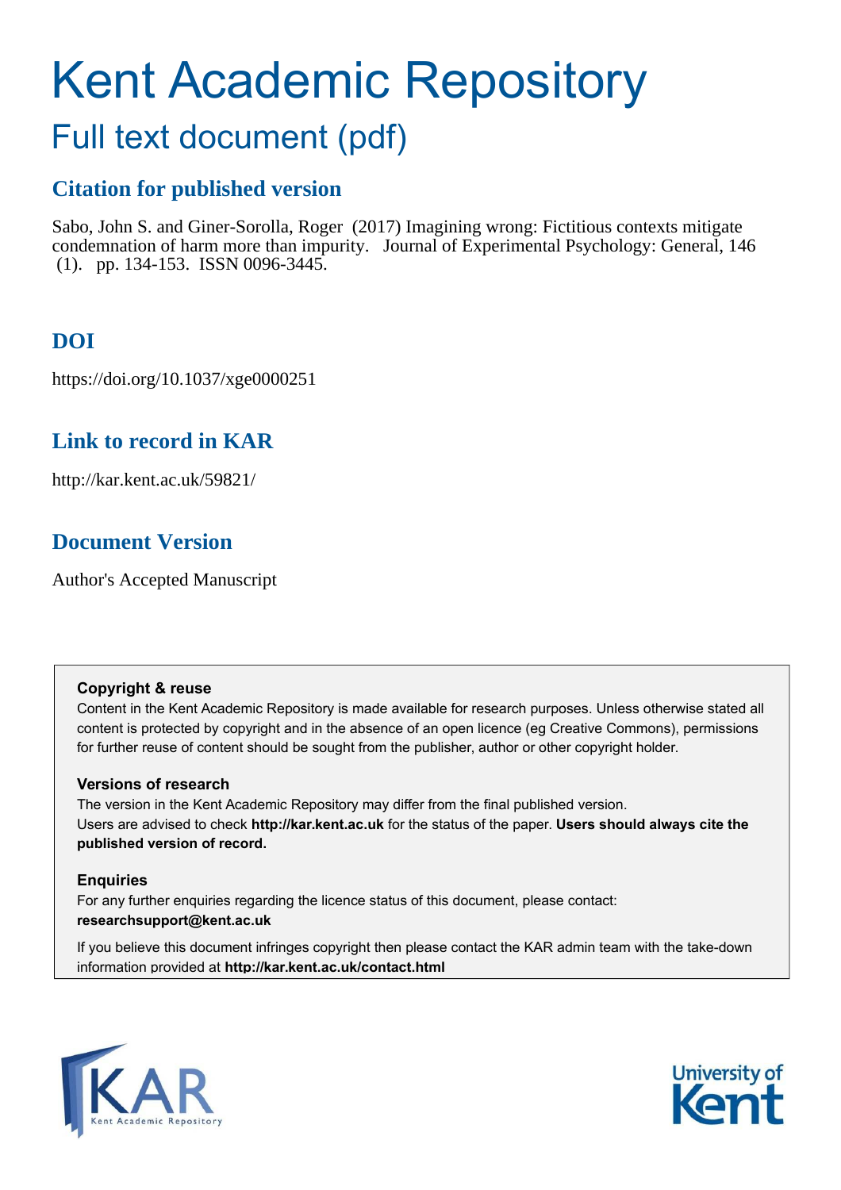# Kent Academic Repository

## Full text document (pdf)

### Citation for published version

Sabo, John S. and Giner-Sorolla, Roger (2017) Imagining wrong: Fictitious contexts mitigate condemnation of harm more than impurity. Journal of Experimental Psychology: General, 146 (1). pp. 134-153. ISSN 0096-3445.

### DOI

https://doi.org/10.1037/xge0000251

### Link to record in KAR

http://kar.kent.ac.uk/59821/

### Document Version

Author's Accepted Manuscript

**Copyright & reuse**

Content in the Kent Academic Repository is made available for research purposes. Unless otherwise stated all content is protected by copyright and in the absence of an open licence (eg Creative Commons), permissions for further reuse of content should be sought from the publisher, author or other copyright holder.

**Versions of research**

The version in the Kent Academic Repository may differ from the final published version. Users are advised to check **http://kar.kent.ac.uk** for the status of the paper. **Users should always cite the published version of record.**

**Enquiries**

For any further enquiries regarding the licence status of this document, please contact: **researchsupport@kent.ac.uk**

If you believe this document infringes copyright then please contact the KAR admin team with the take-down information provided at **http://kar.kent.ac.uk/contact.html**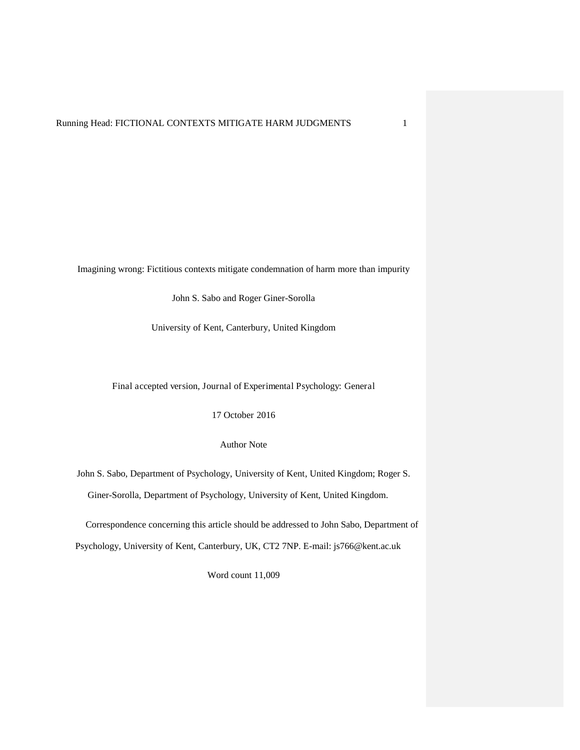Imagining wrong: Fictitious contexts mitigate condemnation of harm more than impurity

John S. Sabo and Roger Giner-Sorolla

University of Kent, Canterbury, United Kingdom

Final accepted version, Journal of Experimental Psychology: General

17 October 2016

Author Note

John S. Sabo, Department of Psychology, University of Kent, United Kingdom; Roger S. Giner-Sorolla, Department of Psychology, University of Kent, United Kingdom.

Correspondence concerning this article should be addressed to John Sabo, Department of Psychology, University of Kent, Canterbury, UK, CT2 7NP. E-mail: js766@kent.ac.uk

Word count 11,009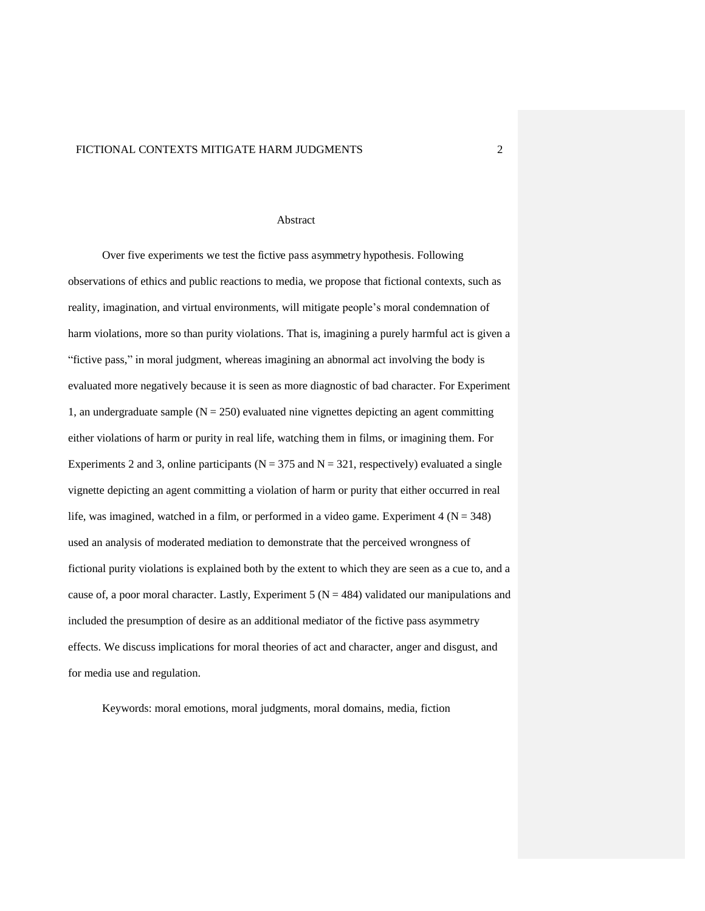## Abstract

Over five experiments we test the fictive pass asymmetry hypothesis. Following observations of ethics and public reactions to media, we propose that fictional contexts, such as reality, imagination, and virtual environments, will mitigate people's moral condemnation of harm violations, more so than purity violations. That is, imagining a purely harmful act is given a "fictive pass," in moral judgment, whereas imagining an abnormal act involving the body is evaluated more negatively because it is seen as more diagnostic of bad character. For Experiment 1, an undergraduate sample (N = 250) evaluated nine vignettes depicting an agent committing either violations of harm or purity in real life, watching them in films, or imagining them. For Experiments 2 and 3, online participants (N = 375 and N = 321, respectively) evaluated a single vignette depicting an agent committing a violation of harm or purity that either occurred in real life, was imagined, watched in a film, or performed in a video game. Experiment 4 (N = 348) used an analysis of moderated mediation to demonstrate that the perceived wrongness of fictional purity violations is explained both by the extent to which they are seen as a cue to, and a cause of, a poor moral character. Lastly, Experiment 5 (N = 484) validated our manipulations and included the presumption of desire as an additional mediator of the fictive pass asymmetry effects. We discuss implications for moral theories of act and character, anger and disgust, and for media use and regulation.

Keywords: moral emotions, moral judgments, moral domains, media, fiction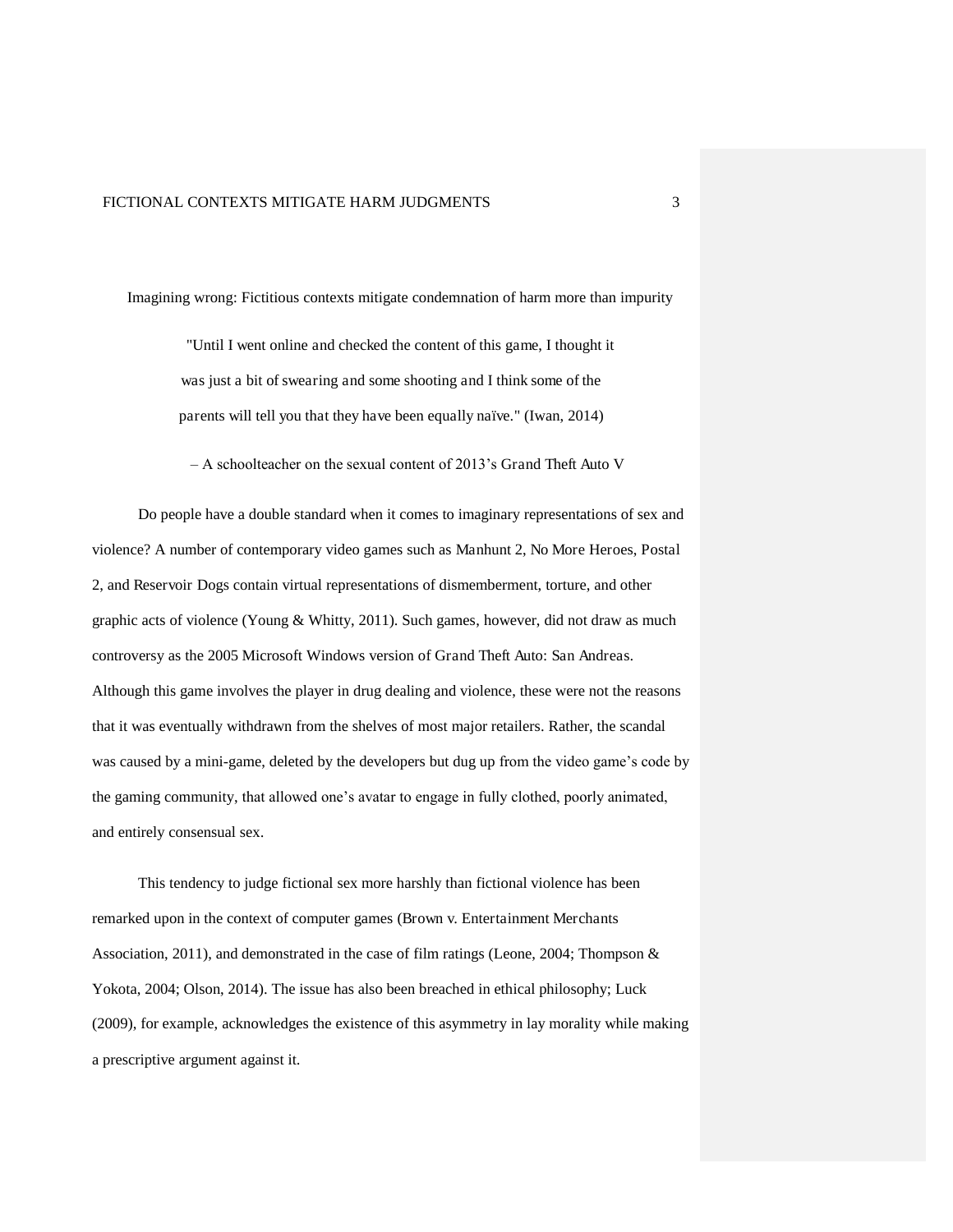# Imagining wrong: Fictitious contexts mitigate condemnation of harm more than impurity

> "Until I went online and checked the content of this game, I thought it was just a bit of swearing and some shooting and I think some of the parents will tell you that they have been equally naïve." (Iwan, 2014)
>
> – A schoolteacher on the sexual content of 2013's Grand Theft Auto V

Do people have a double standard when it comes to imaginary representations of sex and violence? A number of contemporary video games such as Manhunt 2, No More Heroes, Postal 2, and Reservoir Dogs contain virtual representations of dismemberment, torture, and other graphic acts of violence (Young & Whitty, 2011). Such games, however, did not draw as much controversy as the 2005 Microsoft Windows version of Grand Theft Auto: San Andreas. Although this game involves the player in drug dealing and violence, these were not the reasons that it was eventually withdrawn from the shelves of most major retailers. Rather, the scandal was caused by a mini-game, deleted by the developers but dug up from the video game's code by the gaming community, that allowed one's avatar to engage in fully clothed, poorly animated, and entirely consensual sex.

This tendency to judge fictional sex more harshly than fictional violence has been remarked upon in the context of computer games (Brown v. Entertainment Merchants Association, 2011), and demonstrated in the case of film ratings (Leone, 2004; Thompson & Yokota, 2004; Olson, 2014). The issue has also been breached in ethical philosophy; Luck (2009), for example, acknowledges the existence of this asymmetry in lay morality while making a prescriptive argument against it.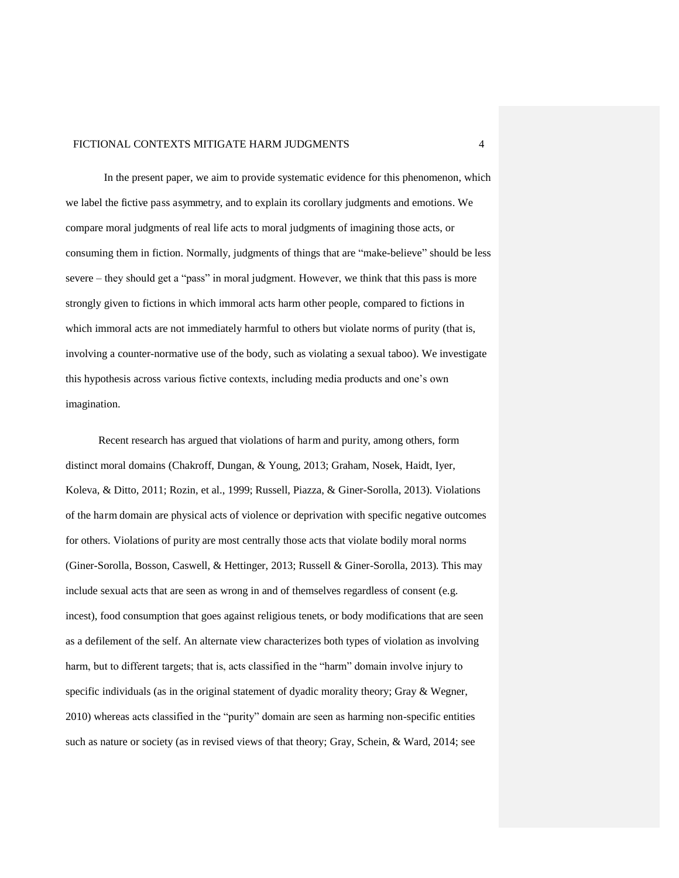In the present paper, we aim to provide systematic evidence for this phenomenon, which we label the fictive pass asymmetry, and to explain its corollary judgments and emotions. We compare moral judgments of real life acts to moral judgments of imagining those acts, or consuming them in fiction. Normally, judgments of things that are "make-believe" should be less severe – they should get a "pass" in moral judgment. However, we think that this pass is more strongly given to fictions in which immoral acts harm other people, compared to fictions in which immoral acts are not immediately harmful to others but violate norms of purity (that is, involving a counter-normative use of the body, such as violating a sexual taboo). We investigate this hypothesis across various fictive contexts, including media products and one's own imagination.

Recent research has argued that violations of harm and purity, among others, form distinct moral domains (Chakroff, Dungan, & Young, 2013; Graham, Nosek, Haidt, Iyer, Koleva, & Ditto, 2011; Rozin, et al., 1999; Russell, Piazza, & Giner-Sorolla, 2013). Violations of the harm domain are physical acts of violence or deprivation with specific negative outcomes for others. Violations of purity are most centrally those acts that violate bodily moral norms (Giner-Sorolla, Bosson, Caswell, & Hettinger, 2013; Russell & Giner-Sorolla, 2013). This may include sexual acts that are seen as wrong in and of themselves regardless of consent (e.g. incest), food consumption that goes against religious tenets, or body modifications that are seen as a defilement of the self. An alternate view characterizes both types of violation as involving harm, but to different targets; that is, acts classified in the "harm" domain involve injury to specific individuals (as in the original statement of dyadic morality theory; Gray & Wegner, 2010) whereas acts classified in the "purity" domain are seen as harming non-specific entities such as nature or society (as in revised views of that theory; Gray, Schein, & Ward, 2014; see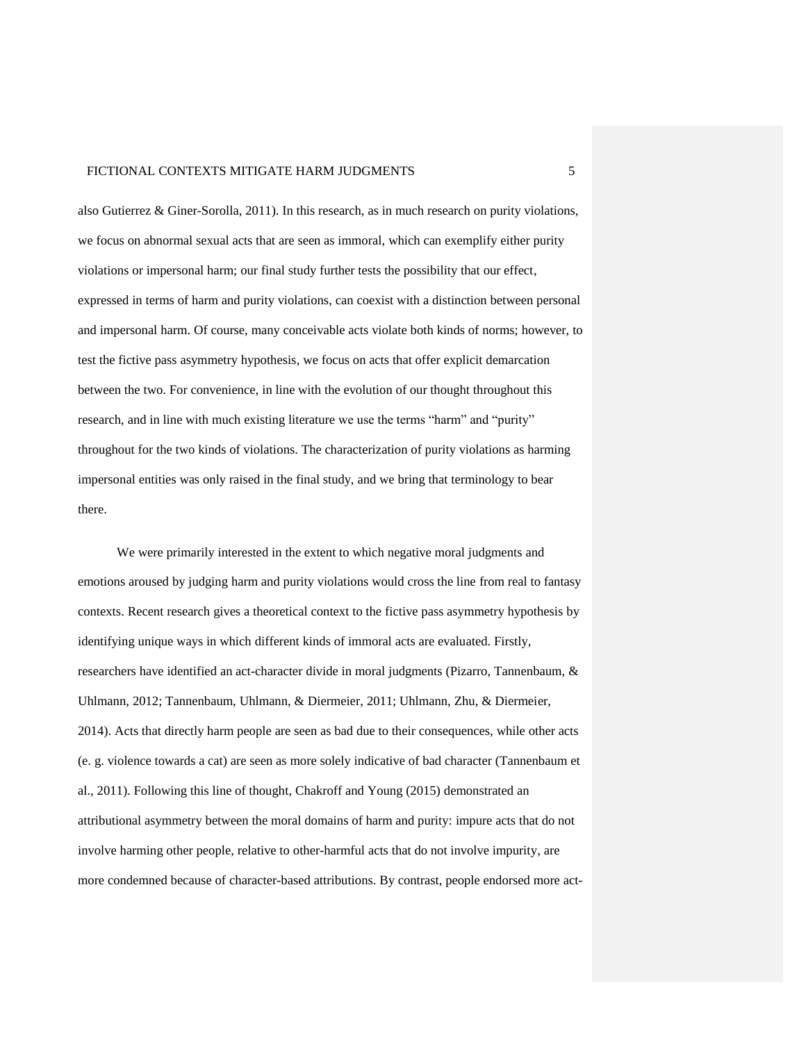also Gutierrez & Giner-Sorolla, 2011). In this research, as in much research on purity violations, we focus on abnormal sexual acts that are seen as immoral, which can exemplify either purity violations or impersonal harm; our final study further tests the possibility that our effect, expressed in terms of harm and purity violations, can coexist with a distinction between personal and impersonal harm. Of course, many conceivable acts violate both kinds of norms; however, to test the fictive pass asymmetry hypothesis, we focus on acts that offer explicit demarcation between the two. For convenience, in line with the evolution of our thought throughout this research, and in line with much existing literature we use the terms "harm" and "purity" throughout for the two kinds of violations. The characterization of purity violations as harming impersonal entities was only raised in the final study, and we bring that terminology to bear there.

We were primarily interested in the extent to which negative moral judgments and emotions aroused by judging harm and purity violations would cross the line from real to fantasy contexts. Recent research gives a theoretical context to the fictive pass asymmetry hypothesis by identifying unique ways in which different kinds of immoral acts are evaluated. Firstly, researchers have identified an act-character divide in moral judgments (Pizarro, Tannenbaum, & Uhlmann, 2012; Tannenbaum, Uhlmann, & Diermeier, 2011; Uhlmann, Zhu, & Diermeier, 2014). Acts that directly harm people are seen as bad due to their consequences, while other acts (e. g. violence towards a cat) are seen as more solely indicative of bad character (Tannenbaum et al., 2011). Following this line of thought, Chakroff and Young (2015) demonstrated an attributional asymmetry between the moral domains of harm and purity: impure acts that do not involve harming other people, relative to other-harmful acts that do not involve impurity, are more condemned because of character-based attributions. By contrast, people endorsed more act-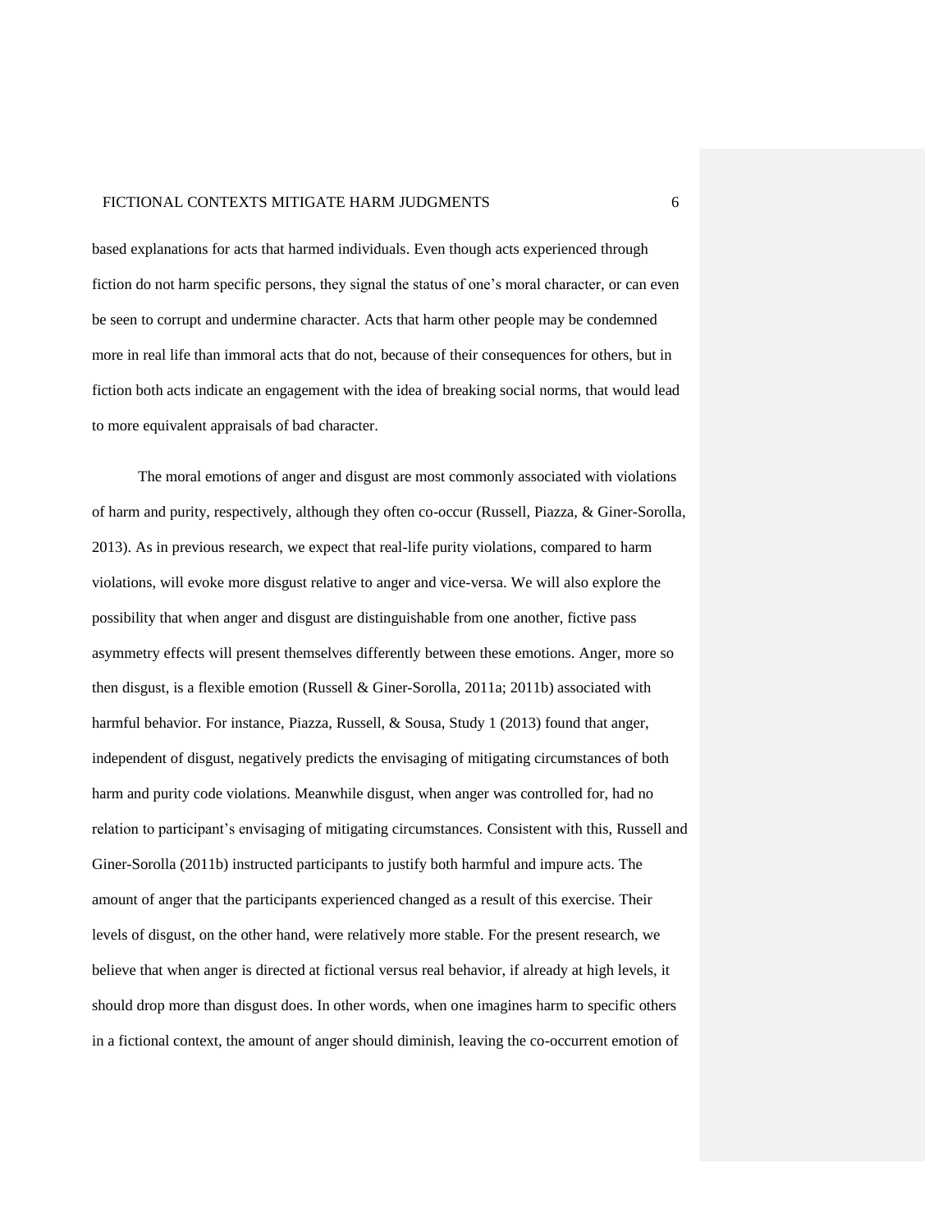based explanations for acts that harmed individuals. Even though acts experienced through fiction do not harm specific persons, they signal the status of one's moral character, or can even be seen to corrupt and undermine character. Acts that harm other people may be condemned more in real life than immoral acts that do not, because of their consequences for others, but in fiction both acts indicate an engagement with the idea of breaking social norms, that would lead to more equivalent appraisals of bad character.

The moral emotions of anger and disgust are most commonly associated with violations of harm and purity, respectively, although they often co-occur (Russell, Piazza, & Giner-Sorolla, 2013). As in previous research, we expect that real-life purity violations, compared to harm violations, will evoke more disgust relative to anger and vice-versa. We will also explore the possibility that when anger and disgust are distinguishable from one another, fictive pass asymmetry effects will present themselves differently between these emotions. Anger, more so then disgust, is a flexible emotion (Russell & Giner-Sorolla, 2011a; 2011b) associated with harmful behavior. For instance, Piazza, Russell, & Sousa, Study 1 (2013) found that anger, independent of disgust, negatively predicts the envisaging of mitigating circumstances of both harm and purity code violations. Meanwhile disgust, when anger was controlled for, had no relation to participant's envisaging of mitigating circumstances. Consistent with this, Russell and Giner-Sorolla (2011b) instructed participants to justify both harmful and impure acts. The amount of anger that the participants experienced changed as a result of this exercise. Their levels of disgust, on the other hand, were relatively more stable. For the present research, we believe that when anger is directed at fictional versus real behavior, if already at high levels, it should drop more than disgust does. In other words, when one imagines harm to specific others in a fictional context, the amount of anger should diminish, leaving the co-occurrent emotion of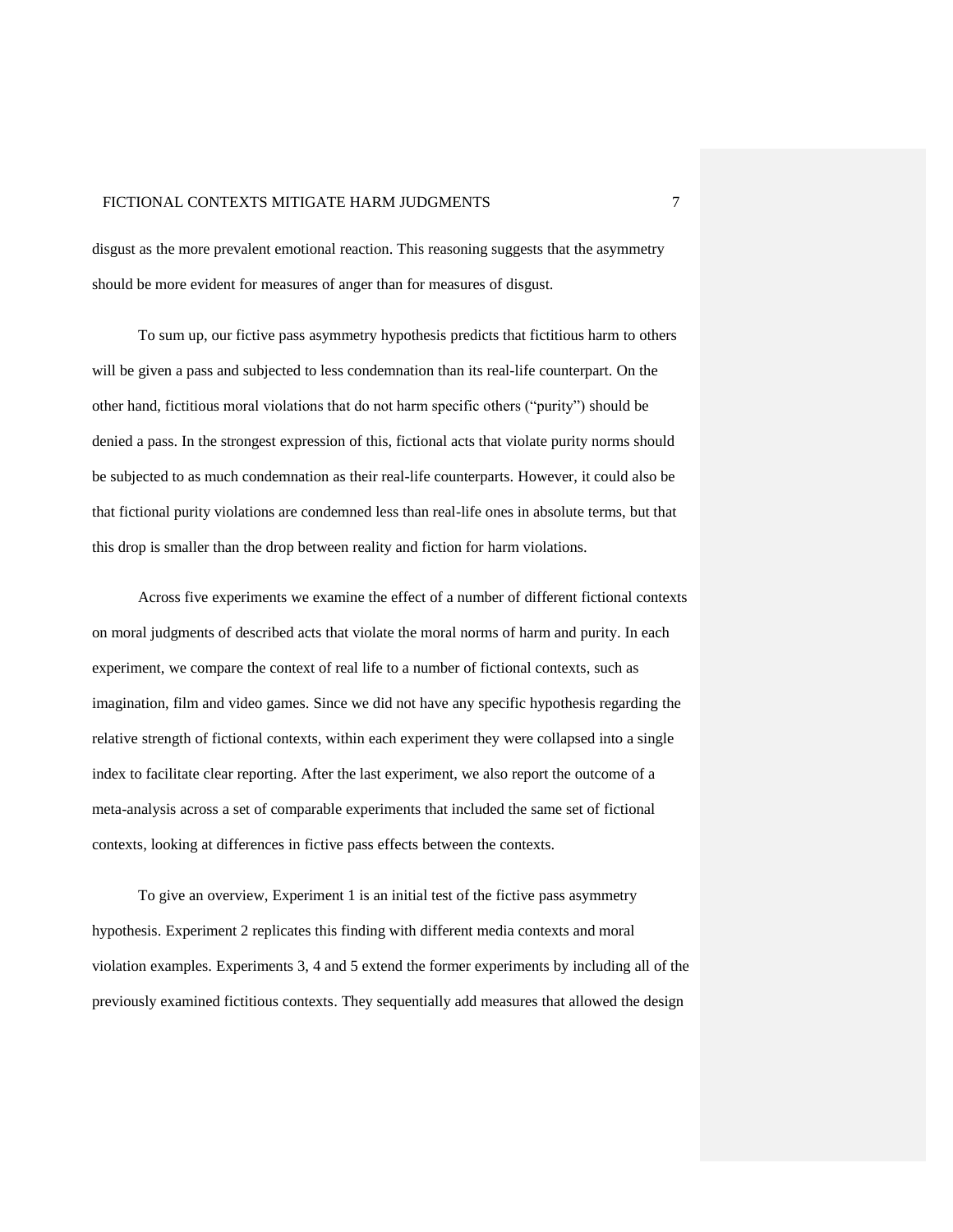disgust as the more prevalent emotional reaction. This reasoning suggests that the asymmetry should be more evident for measures of anger than for measures of disgust.

To sum up, our fictive pass asymmetry hypothesis predicts that fictitious harm to others will be given a pass and subjected to less condemnation than its real-life counterpart. On the other hand, fictitious moral violations that do not harm specific others ("purity") should be denied a pass. In the strongest expression of this, fictional acts that violate purity norms should be subjected to as much condemnation as their real-life counterparts. However, it could also be that fictional purity violations are condemned less than real-life ones in absolute terms, but that this drop is smaller than the drop between reality and fiction for harm violations.

Across five experiments we examine the effect of a number of different fictional contexts on moral judgments of described acts that violate the moral norms of harm and purity. In each experiment, we compare the context of real life to a number of fictional contexts, such as imagination, film and video games. Since we did not have any specific hypothesis regarding the relative strength of fictional contexts, within each experiment they were collapsed into a single index to facilitate clear reporting. After the last experiment, we also report the outcome of a meta-analysis across a set of comparable experiments that included the same set of fictional contexts, looking at differences in fictive pass effects between the contexts.

To give an overview, Experiment 1 is an initial test of the fictive pass asymmetry hypothesis. Experiment 2 replicates this finding with different media contexts and moral violation examples. Experiments 3, 4 and 5 extend the former experiments by including all of the previously examined fictitious contexts. They sequentially add measures that allowed the design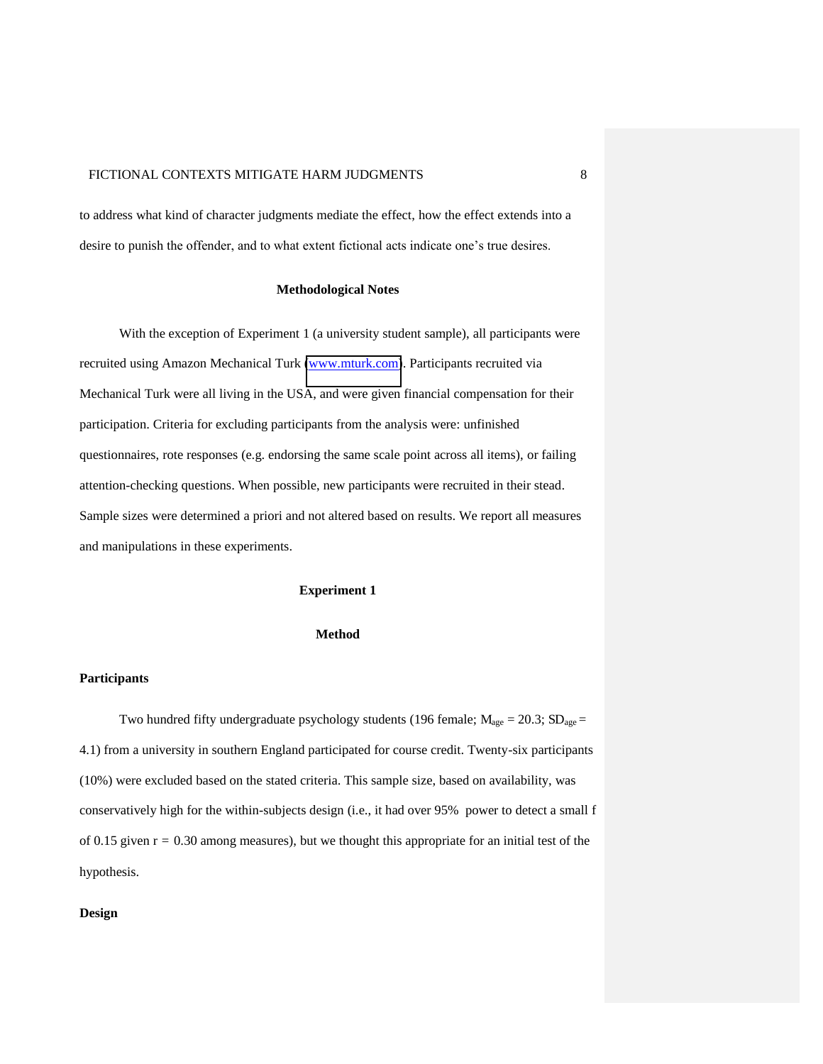to address what kind of character judgments mediate the effect, how the effect extends into a desire to punish the offender, and to what extent fictional acts indicate one's true desires.

## Methodological Notes

With the exception of Experiment 1 (a university student sample), all participants were recruited using Amazon Mechanical Turk (www.mturk.com). Participants recruited via Mechanical Turk were all living in the USA, and were given financial compensation for their participation. Criteria for excluding participants from the analysis were: unfinished questionnaires, rote responses (e.g. endorsing the same scale point across all items), or failing attention-checking questions. When possible, new participants were recruited in their stead. Sample sizes were determined a priori and not altered based on results. We report all measures and manipulations in these experiments.

## Experiment 1

### Method

#### Participants

Two hundred fifty undergraduate psychology students (196 female; $M_{age} = 20.3$; $SD_{age} = 4.1$) from a university in southern England participated for course credit. Twenty-six participants (10%) were excluded based on the stated criteria. This sample size, based on availability, was conservatively high for the within-subjects design (i.e., it had over 95% power to detect a small $f$ of 0.15 given $r = 0.30$ among measures), but we thought this appropriate for an initial test of the hypothesis.

#### Design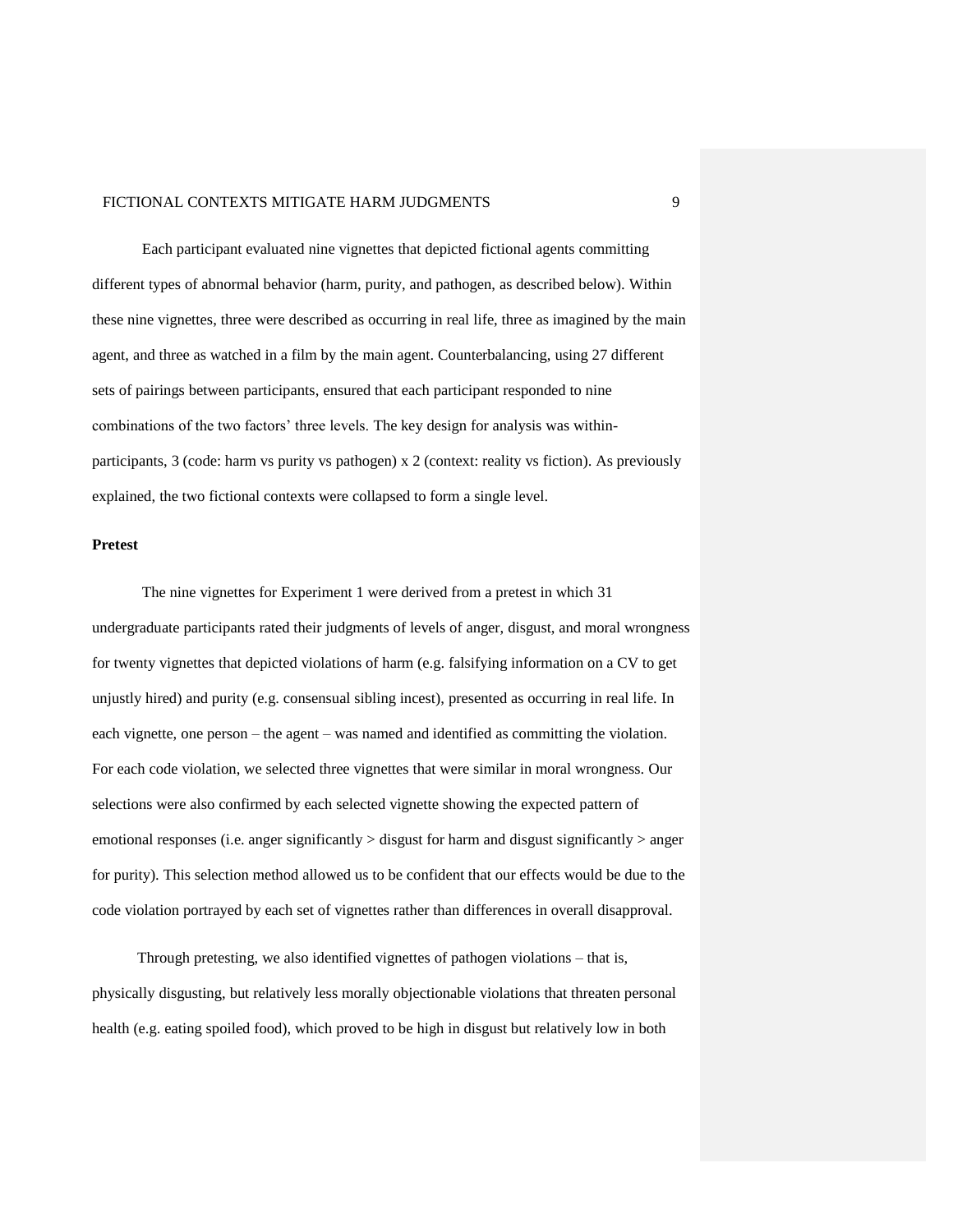Each participant evaluated nine vignettes that depicted fictional agents committing different types of abnormal behavior (harm, purity, and pathogen, as described below). Within these nine vignettes, three were described as occurring in real life, three as imagined by the main agent, and three as watched in a film by the main agent. Counterbalancing, using 27 different sets of pairings between participants, ensured that each participant responded to nine combinations of the two factors' three levels. The key design for analysis was within-participants, 3 (code: harm vs purity vs pathogen) x 2 (context: reality vs fiction). As previously explained, the two fictional contexts were collapsed to form a single level.

**Pretest**

The nine vignettes for Experiment 1 were derived from a pretest in which 31 undergraduate participants rated their judgments of levels of anger, disgust, and moral wrongness for twenty vignettes that depicted violations of harm (e.g. falsifying information on a CV to get unjustly hired) and purity (e.g. consensual sibling incest), presented as occurring in real life. In each vignette, one person – the agent – was named and identified as committing the violation. For each code violation, we selected three vignettes that were similar in moral wrongness. Our selections were also confirmed by each selected vignette showing the expected pattern of emotional responses (i.e. anger significantly > disgust for harm and disgust significantly > anger for purity). This selection method allowed us to be confident that our effects would be due to the code violation portrayed by each set of vignettes rather than differences in overall disapproval.

Through pretesting, we also identified vignettes of pathogen violations – that is, physically disgusting, but relatively less morally objectionable violations that threaten personal health (e.g. eating spoiled food), which proved to be high in disgust but relatively low in both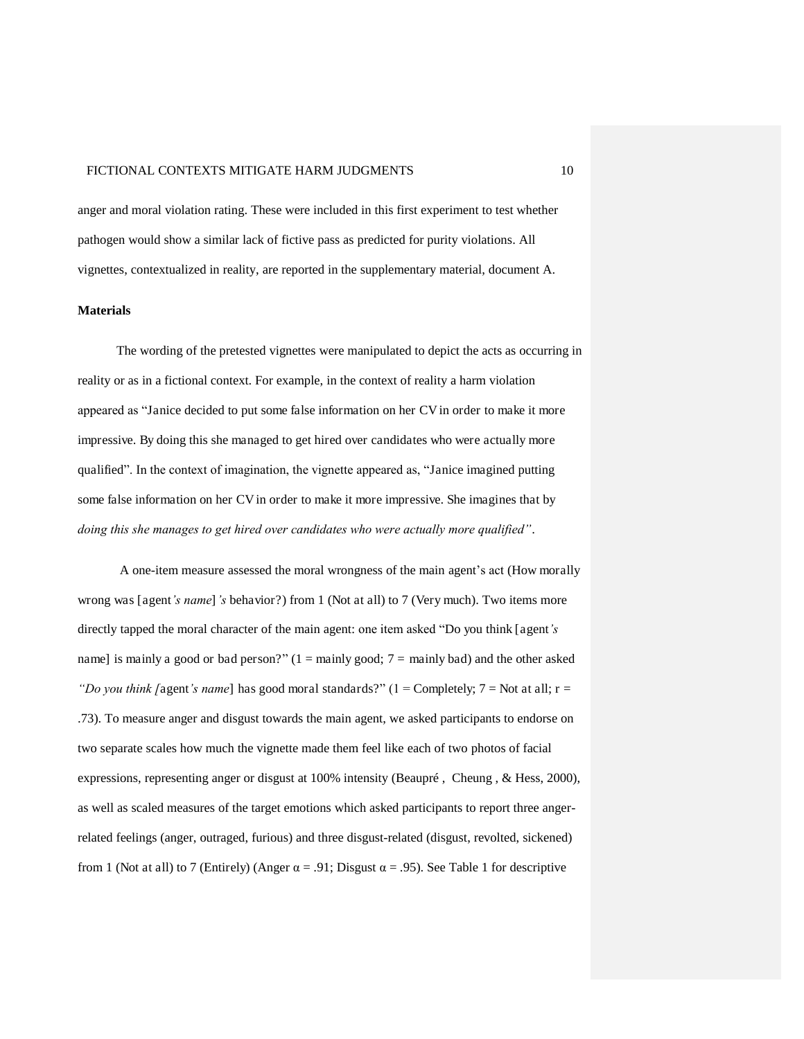anger and moral violation rating. These were included in this first experiment to test whether pathogen would show a similar lack of fictive pass as predicted for purity violations. All vignettes, contextualized in reality, are reported in the supplementary material, document A.

**Materials**

The wording of the pretested vignettes were manipulated to depict the acts as occurring in reality or as in a fictional context. For example, in the context of reality a harm violation appeared as "Janice decided to put some false information on her CV in order to make it more impressive. By doing this she managed to get hired over candidates who were actually more qualified". In the context of imagination, the vignette appeared as, "Janice imagined putting some false information on her CV in order to make it more impressive. She imagines that by *doing this she manages to get hired over candidates who were actually more qualified"*.

A one-item measure assessed the moral wrongness of the main agent's act (How morally wrong was [agent*'s name*]*'s* behavior?) from 1 (Not at all) to 7 (Very much). Two items more directly tapped the moral character of the main agent: one item asked "Do you think [agent*'s* name] is mainly a good or bad person?" (1 = mainly good; 7 = mainly bad) and the other asked *"Do you think [*agent*'s name*] has good moral standards?" (1 = Completely; 7 = Not at all; $r$ = .73). To measure anger and disgust towards the main agent, we asked participants to endorse on two separate scales how much the vignette made them feel like each of two photos of facial expressions, representing anger or disgust at 100% intensity (Beaupré , Cheung , & Hess, 2000), as well as scaled measures of the target emotions which asked participants to report three anger-related feelings (anger, outraged, furious) and three disgust-related (disgust, revolted, sickened) from 1 (Not at all) to 7 (Entirely) (Anger $\alpha$ = .91; Disgust $\alpha$ = .95). See Table 1 for descriptive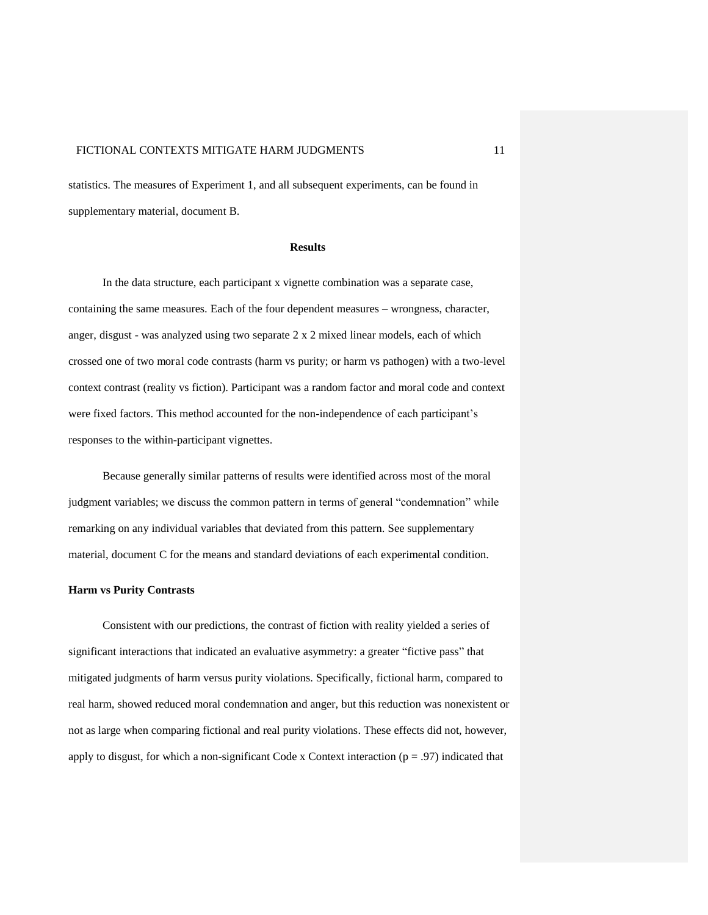statistics. The measures of Experiment 1, and all subsequent experiments, can be found in supplementary material, document B.

## Results

In the data structure, each participant x vignette combination was a separate case, containing the same measures. Each of the four dependent measures – wrongness, character, anger, disgust - was analyzed using two separate 2 x 2 mixed linear models, each of which crossed one of two moral code contrasts (harm vs purity; or harm vs pathogen) with a two-level context contrast (reality vs fiction). Participant was a random factor and moral code and context were fixed factors. This method accounted for the non-independence of each participant's responses to the within-participant vignettes.

Because generally similar patterns of results were identified across most of the moral judgment variables; we discuss the common pattern in terms of general "condemnation" while remarking on any individual variables that deviated from this pattern. See supplementary material, document C for the means and standard deviations of each experimental condition.

### Harm vs Purity Contrasts

Consistent with our predictions, the contrast of fiction with reality yielded a series of significant interactions that indicated an evaluative asymmetry: a greater "fictive pass" that mitigated judgments of harm versus purity violations. Specifically, fictional harm, compared to real harm, showed reduced moral condemnation and anger, but this reduction was nonexistent or not as large when comparing fictional and real purity violations. These effects did not, however, apply to disgust, for which a non-significant Code x Context interaction ($p = .97$) indicated that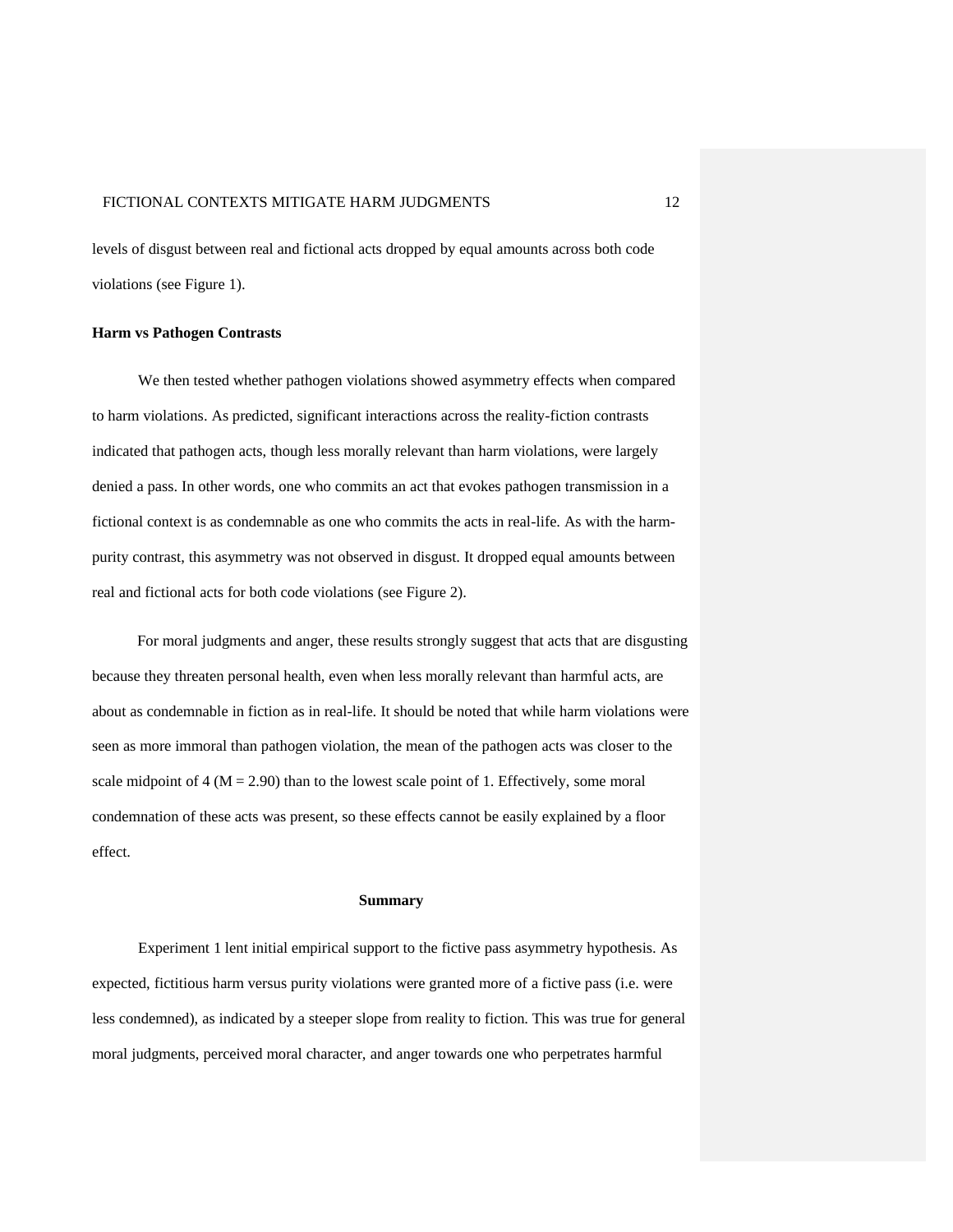levels of disgust between real and fictional acts dropped by equal amounts across both code violations (see Figure 1).

**Harm vs Pathogen Contrasts**

We then tested whether pathogen violations showed asymmetry effects when compared to harm violations. As predicted, significant interactions across the reality-fiction contrasts indicated that pathogen acts, though less morally relevant than harm violations, were largely denied a pass. In other words, one who commits an act that evokes pathogen transmission in a fictional context is as condemnable as one who commits the acts in real-life. As with the harm-purity contrast, this asymmetry was not observed in disgust. It dropped equal amounts between real and fictional acts for both code violations (see Figure 2).

For moral judgments and anger, these results strongly suggest that acts that are disgusting because they threaten personal health, even when less morally relevant than harmful acts, are about as condemnable in fiction as in real-life. It should be noted that while harm violations were seen as more immoral than pathogen violation, the mean of the pathogen acts was closer to the scale midpoint of 4 ($M = 2.90$) than to the lowest scale point of 1. Effectively, some moral condemnation of these acts was present, so these effects cannot be easily explained by a floor effect.

## Summary

Experiment 1 lent initial empirical support to the fictive pass asymmetry hypothesis. As expected, fictitious harm versus purity violations were granted more of a fictive pass (i.e. were less condemned), as indicated by a steeper slope from reality to fiction. This was true for general moral judgments, perceived moral character, and anger towards one who perpetrates harmful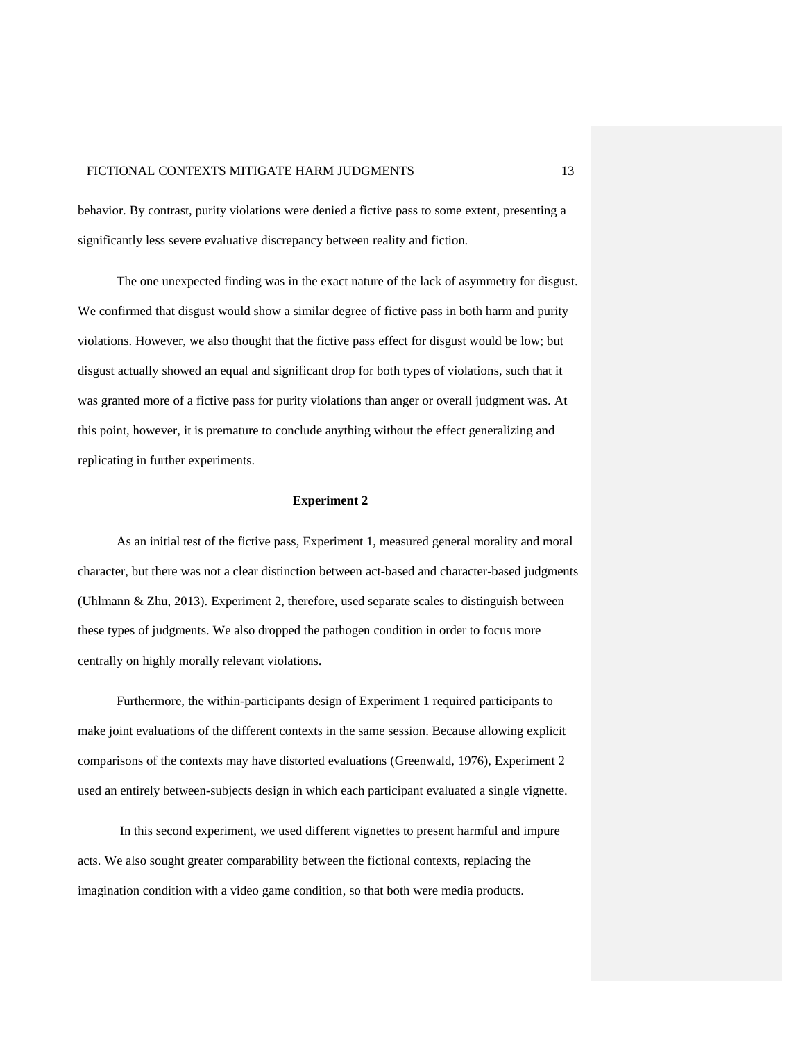behavior. By contrast, purity violations were denied a fictive pass to some extent, presenting a significantly less severe evaluative discrepancy between reality and fiction.

The one unexpected finding was in the exact nature of the lack of asymmetry for disgust. We confirmed that disgust would show a similar degree of fictive pass in both harm and purity violations. However, we also thought that the fictive pass effect for disgust would be low; but disgust actually showed an equal and significant drop for both types of violations, such that it was granted more of a fictive pass for purity violations than anger or overall judgment was. At this point, however, it is premature to conclude anything without the effect generalizing and replicating in further experiments.

## Experiment 2

As an initial test of the fictive pass, Experiment 1, measured general morality and moral character, but there was not a clear distinction between act-based and character-based judgments (Uhlmann & Zhu, 2013). Experiment 2, therefore, used separate scales to distinguish between these types of judgments. We also dropped the pathogen condition in order to focus more centrally on highly morally relevant violations.

Furthermore, the within-participants design of Experiment 1 required participants to make joint evaluations of the different contexts in the same session. Because allowing explicit comparisons of the contexts may have distorted evaluations (Greenwald, 1976), Experiment 2 used an entirely between-subjects design in which each participant evaluated a single vignette.

In this second experiment, we used different vignettes to present harmful and impure acts. We also sought greater comparability between the fictional contexts, replacing the imagination condition with a video game condition, so that both were media products.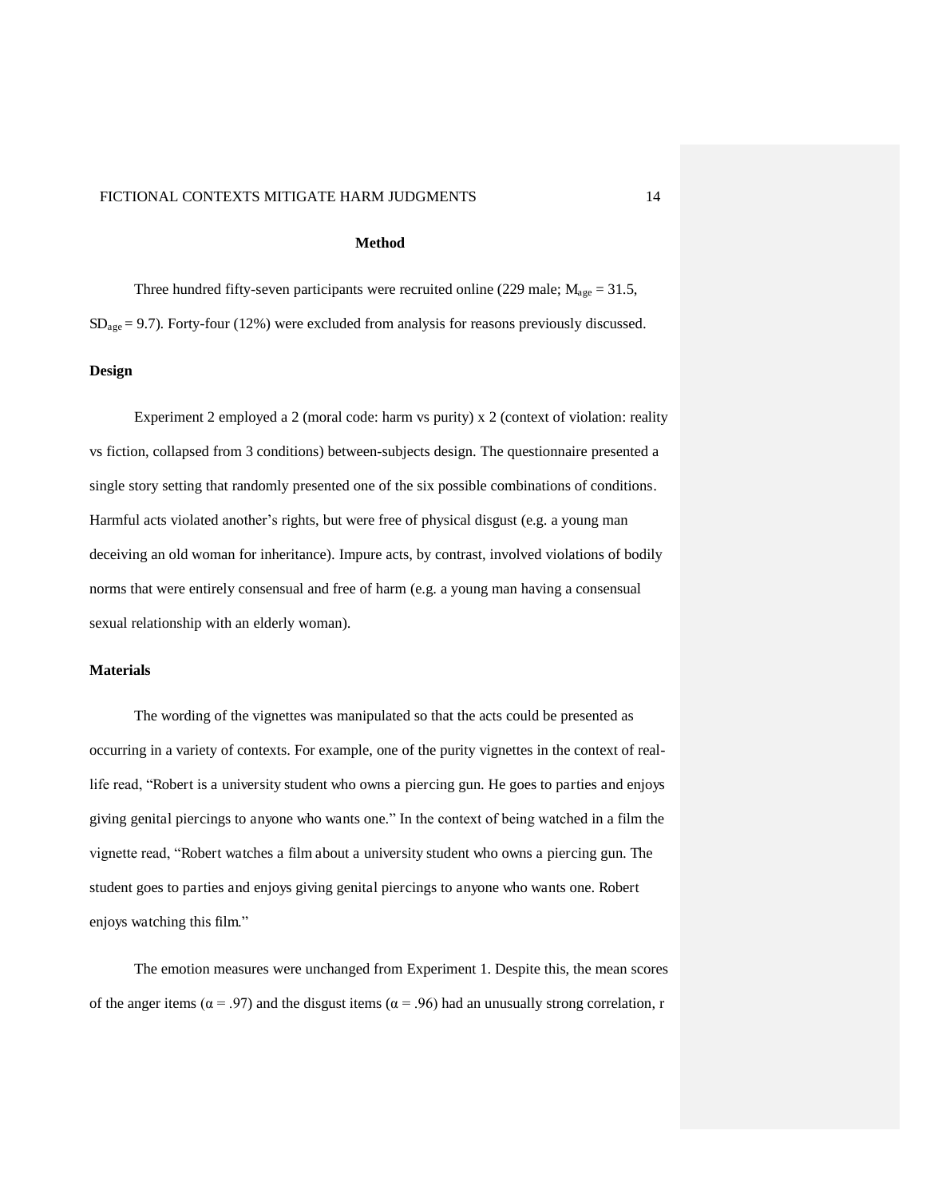## Method

Three hundred fifty-seven participants were recruited online (229 male; $M_{age}$ = 31.5, $SD_{age}$ = 9.7). Forty-four (12%) were excluded from analysis for reasons previously discussed.

### Design

Experiment 2 employed a 2 (moral code: harm vs purity) x 2 (context of violation: reality vs fiction, collapsed from 3 conditions) between-subjects design. The questionnaire presented a single story setting that randomly presented one of the six possible combinations of conditions. Harmful acts violated another's rights, but were free of physical disgust (e.g. a young man deceiving an old woman for inheritance). Impure acts, by contrast, involved violations of bodily norms that were entirely consensual and free of harm (e.g. a young man having a consensual sexual relationship with an elderly woman).

### Materials

The wording of the vignettes was manipulated so that the acts could be presented as occurring in a variety of contexts. For example, one of the purity vignettes in the context of real-life read, "Robert is a university student who owns a piercing gun. He goes to parties and enjoys giving genital piercings to anyone who wants one." In the context of being watched in a film the vignette read, "Robert watches a film about a university student who owns a piercing gun. The student goes to parties and enjoys giving genital piercings to anyone who wants one. Robert enjoys watching this film."

The emotion measures were unchanged from Experiment 1. Despite this, the mean scores of the anger items ($\alpha$ = .97) and the disgust items ($\alpha$ = .96) had an unusually strong correlation, r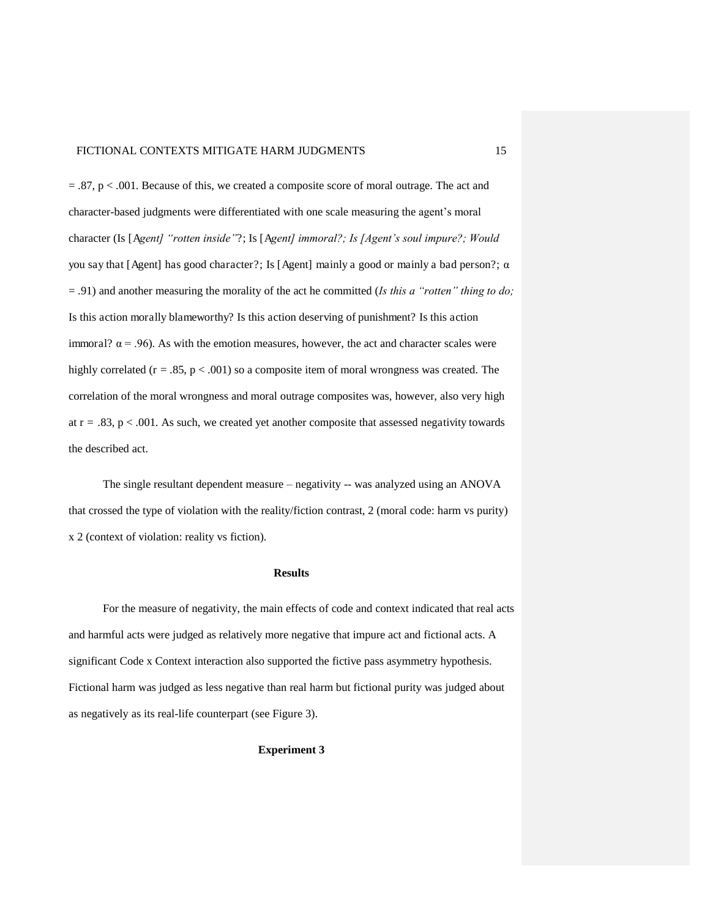$= .87$, $p < .001$. Because of this, we created a composite score of moral outrage. The act and character-based judgments were differentiated with one scale measuring the agent's moral character (Is [A*gent] "rotten inside"*?; Is [A*gent] immoral?; Is [Agent's soul impure?; Would* you say that [Agent] has good character?; Is [Agent] mainly a good or mainly a bad person?; $\alpha = .91$) and another measuring the morality of the act he committed (*Is this a "rotten" thing to do;* Is this action morally blameworthy? Is this action deserving of punishment? Is this action immoral? $\alpha = .96$). As with the emotion measures, however, the act and character scales were highly correlated ($r = .85$, $p < .001$) so a composite item of moral wrongness was created. The correlation of the moral wrongness and moral outrage composites was, however, also very high at $r = .83$, $p < .001$. As such, we created yet another composite that assessed negativity towards the described act.

The single resultant dependent measure – negativity -- was analyzed using an ANOVA that crossed the type of violation with the reality/fiction contrast, 2 (moral code: harm vs purity) x 2 (context of violation: reality vs fiction).

## Results

For the measure of negativity, the main effects of code and context indicated that real acts and harmful acts were judged as relatively more negative that impure act and fictional acts. A significant Code x Context interaction also supported the fictive pass asymmetry hypothesis. Fictional harm was judged as less negative than real harm but fictional purity was judged about as negatively as its real-life counterpart (see Figure 3).

## Experiment 3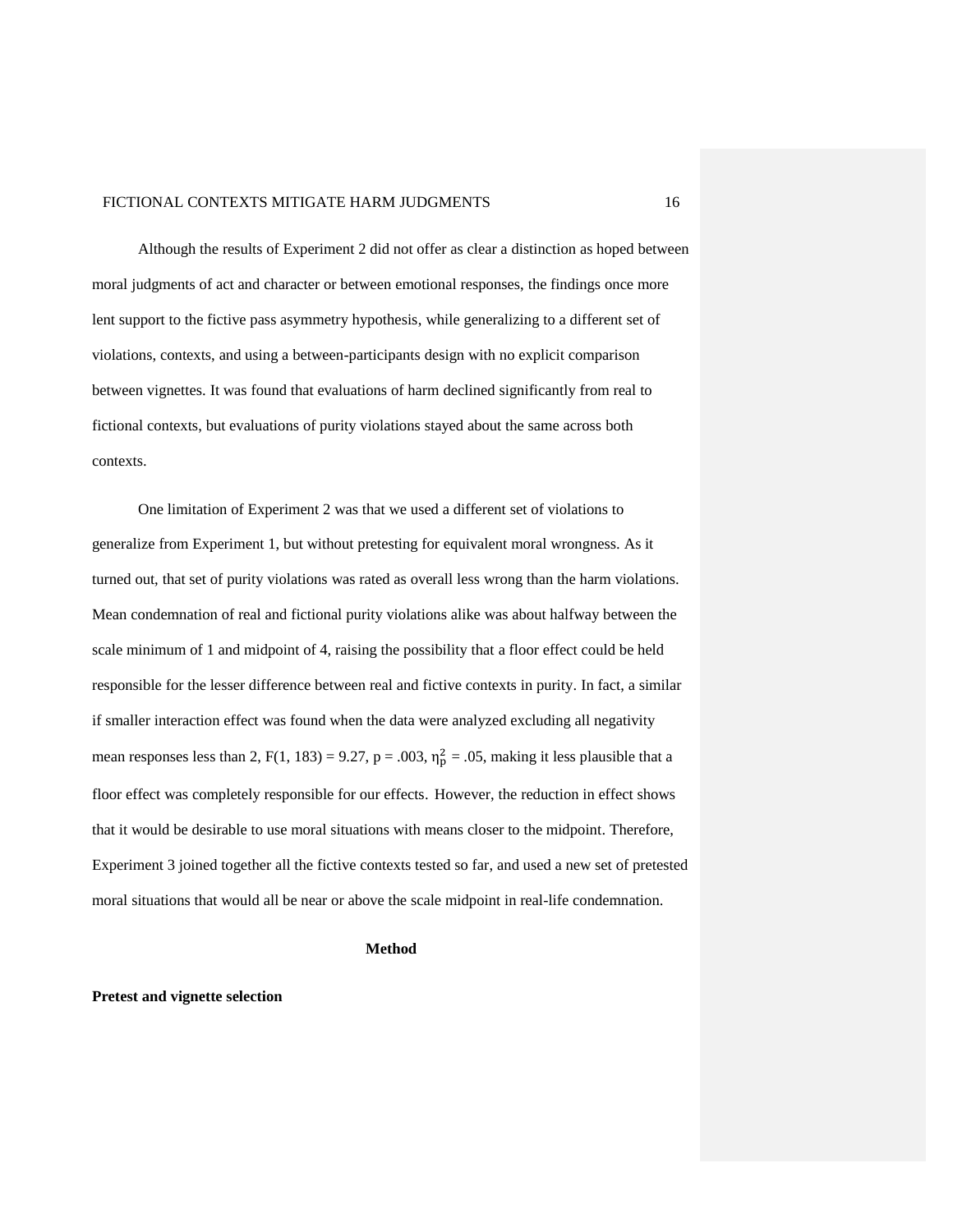Although the results of Experiment 2 did not offer as clear a distinction as hoped between moral judgments of act and character or between emotional responses, the findings once more lent support to the fictive pass asymmetry hypothesis, while generalizing to a different set of violations, contexts, and using a between-participants design with no explicit comparison between vignettes. It was found that evaluations of harm declined significantly from real to fictional contexts, but evaluations of purity violations stayed about the same across both contexts.

One limitation of Experiment 2 was that we used a different set of violations to generalize from Experiment 1, but without pretesting for equivalent moral wrongness. As it turned out, that set of purity violations was rated as overall less wrong than the harm violations. Mean condemnation of real and fictional purity violations alike was about halfway between the scale minimum of 1 and midpoint of 4, raising the possibility that a floor effect could be held responsible for the lesser difference between real and fictive contexts in purity. In fact, a similar if smaller interaction effect was found when the data were analyzed excluding all negativity mean responses less than 2, $F(1, 183) = 9.27$, $p = .003$, $\eta_p^2 = .05$, making it less plausible that a floor effect was completely responsible for our effects. However, the reduction in effect shows that it would be desirable to use moral situations with means closer to the midpoint. Therefore, Experiment 3 joined together all the fictive contexts tested so far, and used a new set of pretested moral situations that would all be near or above the scale midpoint in real-life condemnation.

## Method

### Pretest and vignette selection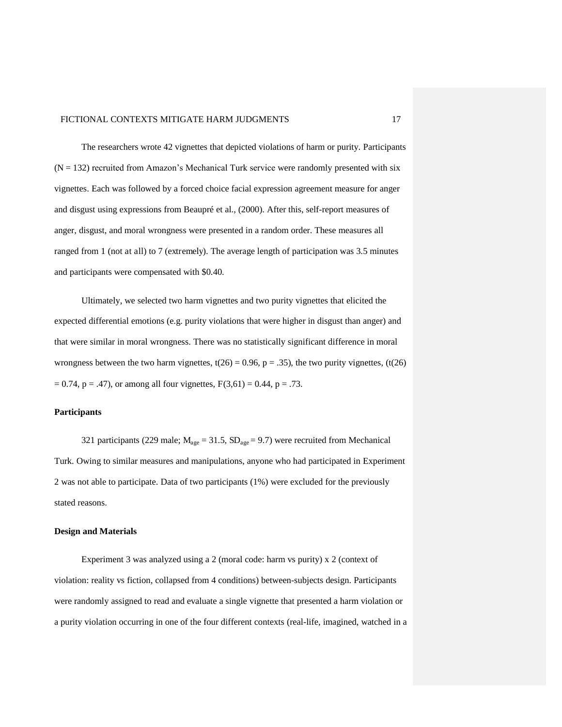The researchers wrote 42 vignettes that depicted violations of harm or purity. Participants ($N = 132$) recruited from Amazon's Mechanical Turk service were randomly presented with six vignettes. Each was followed by a forced choice facial expression agreement measure for anger and disgust using expressions from Beaupré et al., (2000). After this, self-report measures of anger, disgust, and moral wrongness were presented in a random order. These measures all ranged from 1 (not at all) to 7 (extremely). The average length of participation was 3.5 minutes and participants were compensated with $0.40.

Ultimately, we selected two harm vignettes and two purity vignettes that elicited the expected differential emotions (e.g. purity violations that were higher in disgust than anger) and that were similar in moral wrongness. There was no statistically significant difference in moral wrongness between the two harm vignettes, $t(26) = 0.96$, $p = .35$), the two purity vignettes, ($t(26) = 0.74$, $p = .47$), or among all four vignettes, $F(3,61) = 0.44$, $p = .73$.

### Participants

321 participants (229 male; $M_{age} = 31.5$, $SD_{age} = 9.7$) were recruited from Mechanical Turk. Owing to similar measures and manipulations, anyone who had participated in Experiment 2 was not able to participate. Data of two participants (1%) were excluded for the previously stated reasons.

### Design and Materials

Experiment 3 was analyzed using a 2 (moral code: harm vs purity) x 2 (context of violation: reality vs fiction, collapsed from 4 conditions) between-subjects design. Participants were randomly assigned to read and evaluate a single vignette that presented a harm violation or a purity violation occurring in one of the four different contexts (real-life, imagined, watched in a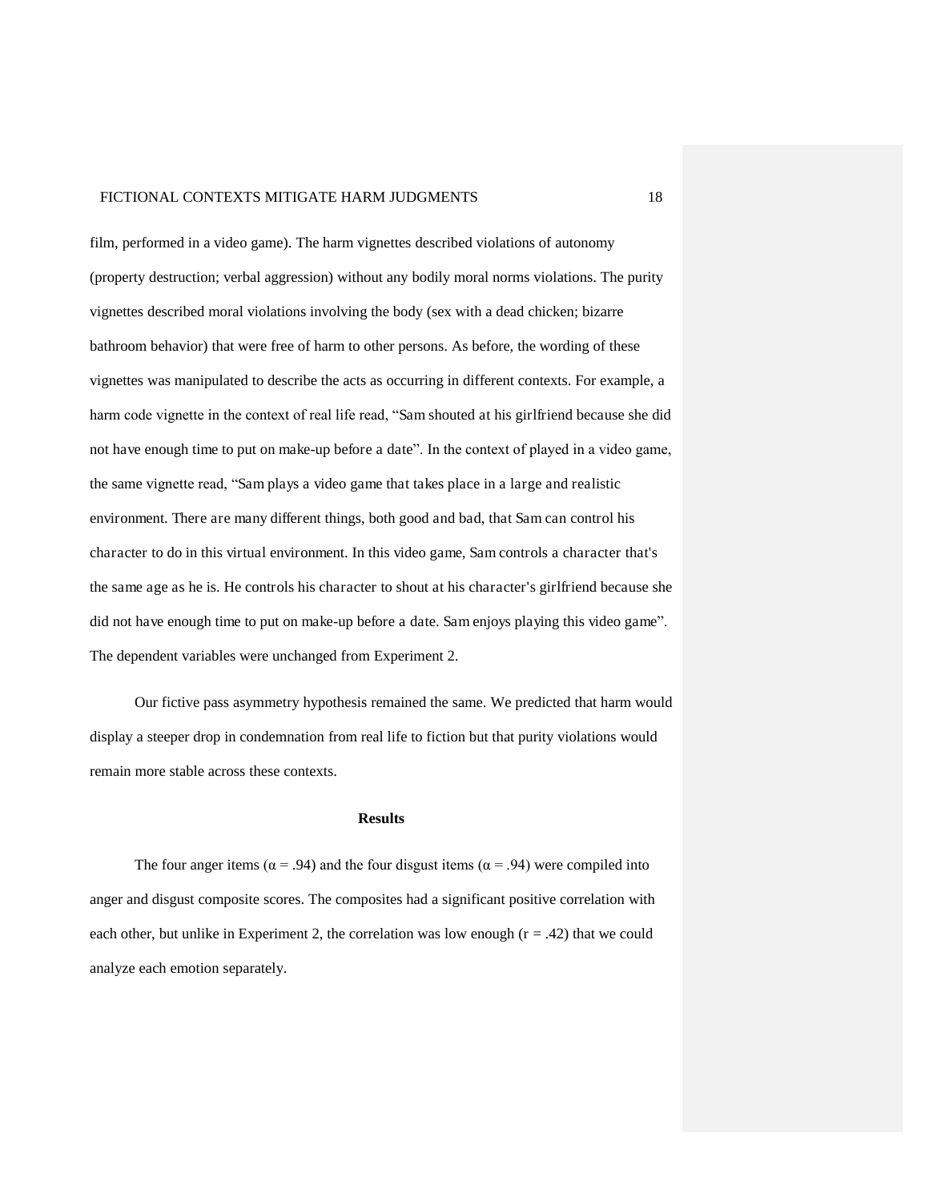film, performed in a video game). The harm vignettes described violations of autonomy (property destruction; verbal aggression) without any bodily moral norms violations. The purity vignettes described moral violations involving the body (sex with a dead chicken; bizarre bathroom behavior) that were free of harm to other persons. As before, the wording of these vignettes was manipulated to describe the acts as occurring in different contexts. For example, a harm code vignette in the context of real life read, "Sam shouted at his girlfriend because she did not have enough time to put on make-up before a date". In the context of played in a video game, the same vignette read, "Sam plays a video game that takes place in a large and realistic environment. There are many different things, both good and bad, that Sam can control his character to do in this virtual environment. In this video game, Sam controls a character that's the same age as he is. He controls his character to shout at his character's girlfriend because she did not have enough time to put on make-up before a date. Sam enjoys playing this video game". The dependent variables were unchanged from Experiment 2.

Our fictive pass asymmetry hypothesis remained the same. We predicted that harm would display a steeper drop in condemnation from real life to fiction but that purity violations would remain more stable across these contexts.

## Results

The four anger items ($\alpha = .94$) and the four disgust items ($\alpha = .94$) were compiled into anger and disgust composite scores. The composites had a significant positive correlation with each other, but unlike in Experiment 2, the correlation was low enough ($r = .42$) that we could analyze each emotion separately.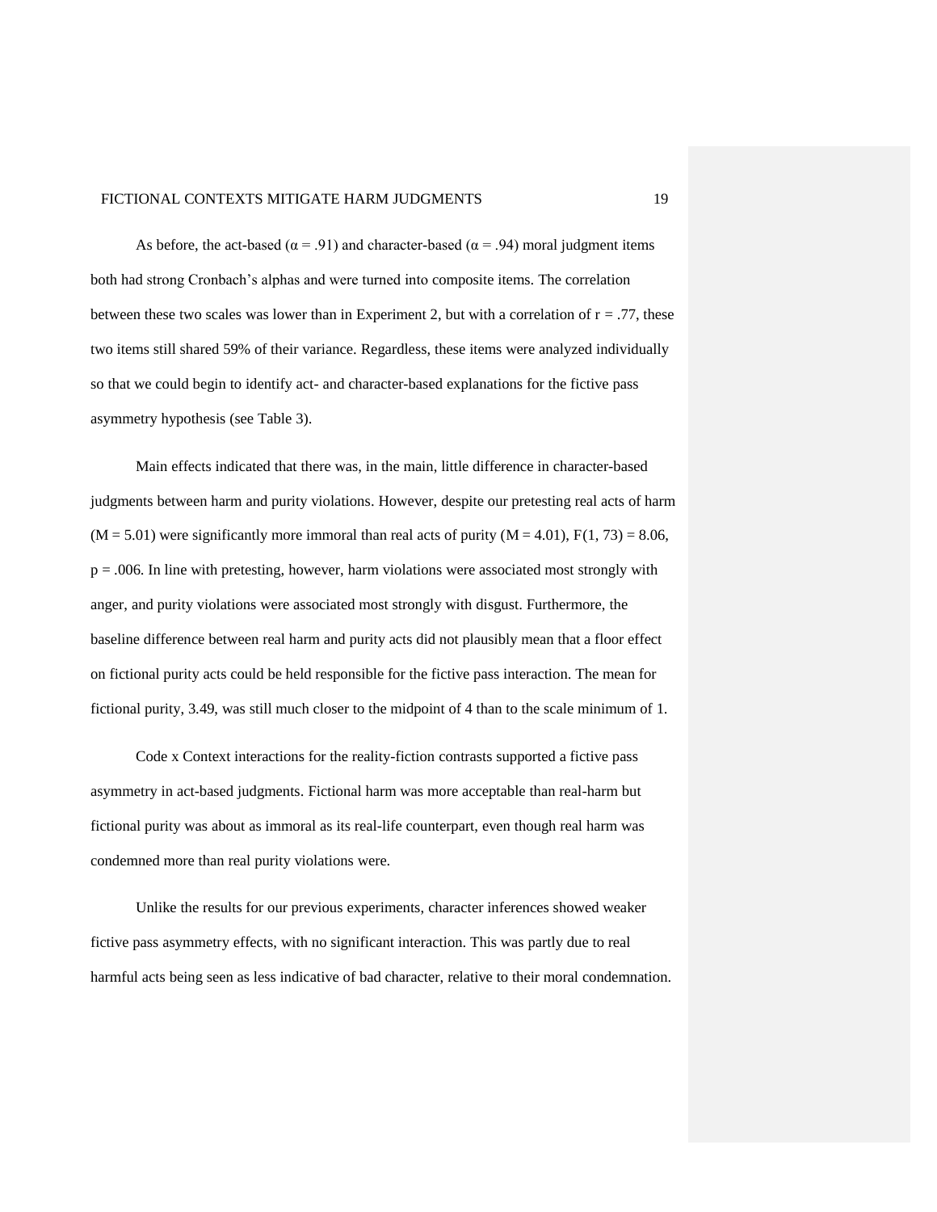As before, the act-based ($\alpha = .91$) and character-based ($\alpha = .94$) moral judgment items both had strong Cronbach's alphas and were turned into composite items. The correlation between these two scales was lower than in Experiment 2, but with a correlation of $r = .77$, these two items still shared 59% of their variance. Regardless, these items were analyzed individually so that we could begin to identify act- and character-based explanations for the fictive pass asymmetry hypothesis (see Table 3).

Main effects indicated that there was, in the main, little difference in character-based judgments between harm and purity violations. However, despite our pretesting real acts of harm ($M = 5.01$) were significantly more immoral than real acts of purity ($M = 4.01$), $F(1, 73) = 8.06$, $p = .006$. In line with pretesting, however, harm violations were associated most strongly with anger, and purity violations were associated most strongly with disgust. Furthermore, the baseline difference between real harm and purity acts did not plausibly mean that a floor effect on fictional purity acts could be held responsible for the fictive pass interaction. The mean for fictional purity, 3.49, was still much closer to the midpoint of 4 than to the scale minimum of 1.

Code x Context interactions for the reality-fiction contrasts supported a fictive pass asymmetry in act-based judgments. Fictional harm was more acceptable than real-harm but fictional purity was about as immoral as its real-life counterpart, even though real harm was condemned more than real purity violations were.

Unlike the results for our previous experiments, character inferences showed weaker fictive pass asymmetry effects, with no significant interaction. This was partly due to real harmful acts being seen as less indicative of bad character, relative to their moral condemnation.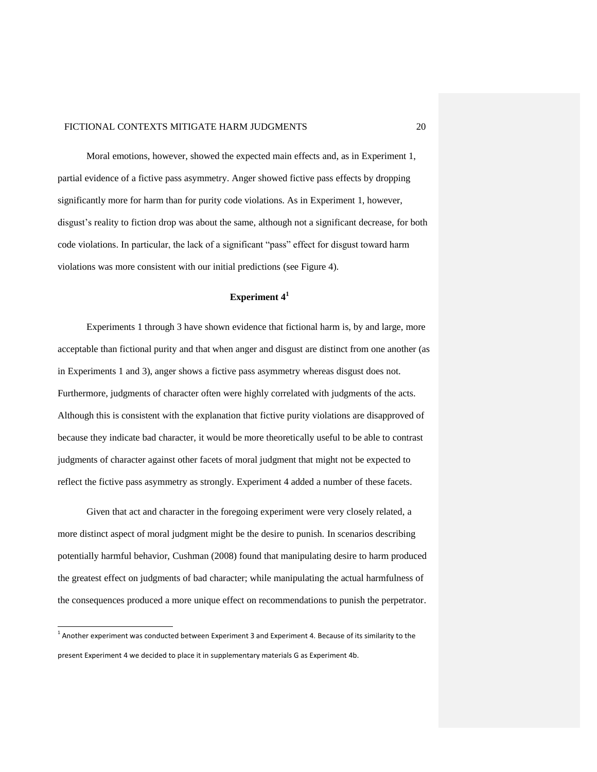Moral emotions, however, showed the expected main effects and, as in Experiment 1, partial evidence of a fictive pass asymmetry. Anger showed fictive pass effects by dropping significantly more for harm than for purity code violations. As in Experiment 1, however, disgust's reality to fiction drop was about the same, although not a significant decrease, for both code violations. In particular, the lack of a significant "pass" effect for disgust toward harm violations was more consistent with our initial predictions (see Figure 4).

## Experiment 4[1]

Experiments 1 through 3 have shown evidence that fictional harm is, by and large, more acceptable than fictional purity and that when anger and disgust are distinct from one another (as in Experiments 1 and 3), anger shows a fictive pass asymmetry whereas disgust does not. Furthermore, judgments of character often were highly correlated with judgments of the acts. Although this is consistent with the explanation that fictive purity violations are disapproved of because they indicate bad character, it would be more theoretically useful to be able to contrast judgments of character against other facets of moral judgment that might not be expected to reflect the fictive pass asymmetry as strongly. Experiment 4 added a number of these facets.

Given that act and character in the foregoing experiment were very closely related, a more distinct aspect of moral judgment might be the desire to punish. In scenarios describing potentially harmful behavior, Cushman (2008) found that manipulating desire to harm produced the greatest effect on judgments of bad character; while manipulating the actual harmfulness of the consequences produced a more unique effect on recommendations to punish the perpetrator.

[1] Another experiment was conducted between Experiment 3 and Experiment 4. Because of its similarity to the present Experiment 4 we decided to place it in supplementary materials G as Experiment 4b.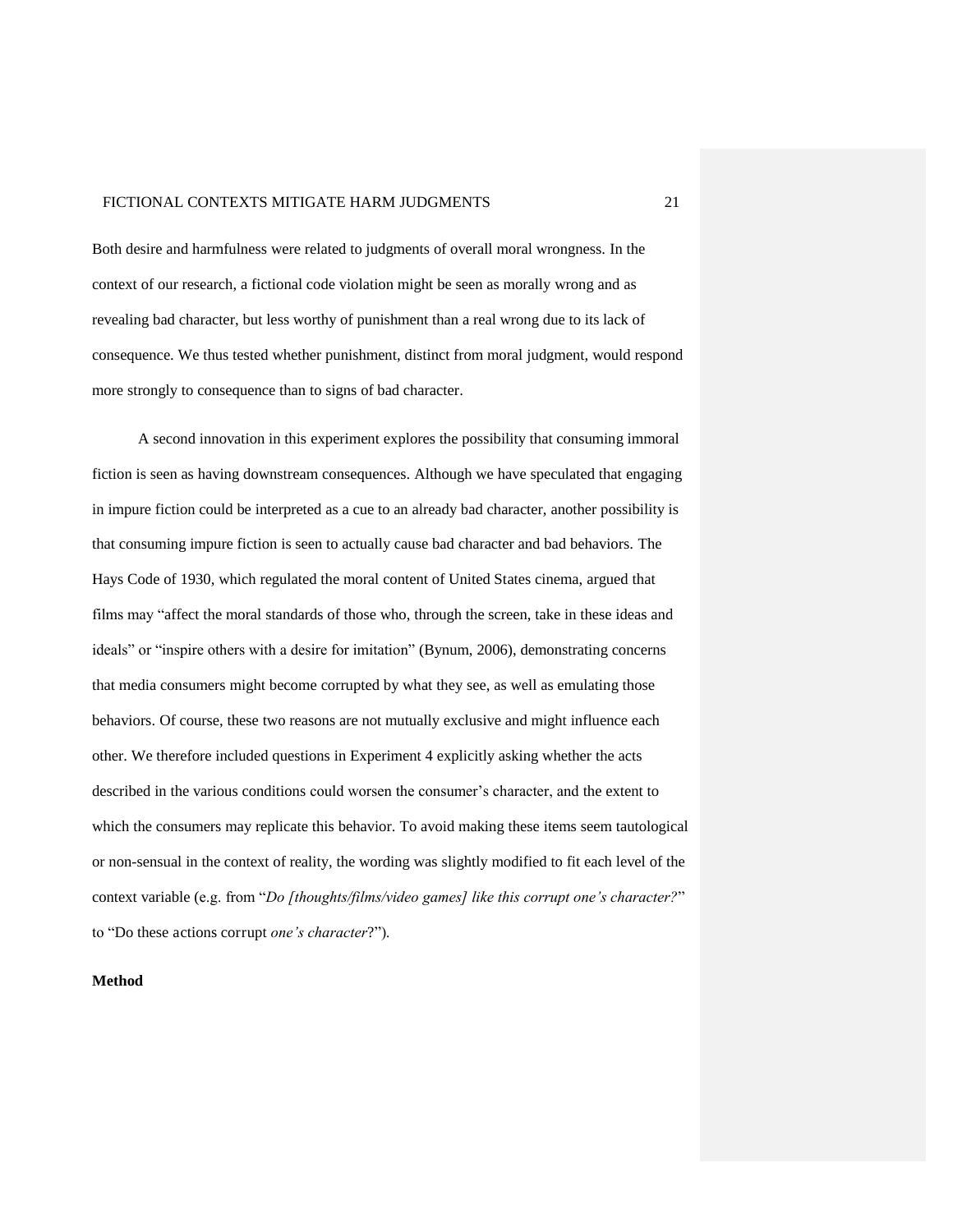Both desire and harmfulness were related to judgments of overall moral wrongness. In the context of our research, a fictional code violation might be seen as morally wrong and as revealing bad character, but less worthy of punishment than a real wrong due to its lack of consequence. We thus tested whether punishment, distinct from moral judgment, would respond more strongly to consequence than to signs of bad character.

A second innovation in this experiment explores the possibility that consuming immoral fiction is seen as having downstream consequences. Although we have speculated that engaging in impure fiction could be interpreted as a cue to an already bad character, another possibility is that consuming impure fiction is seen to actually cause bad character and bad behaviors. The Hays Code of 1930, which regulated the moral content of United States cinema, argued that films may "affect the moral standards of those who, through the screen, take in these ideas and ideals" or "inspire others with a desire for imitation" (Bynum, 2006), demonstrating concerns that media consumers might become corrupted by what they see, as well as emulating those behaviors. Of course, these two reasons are not mutually exclusive and might influence each other. We therefore included questions in Experiment 4 explicitly asking whether the acts described in the various conditions could worsen the consumer's character, and the extent to which the consumers may replicate this behavior. To avoid making these items seem tautological or non-sensual in the context of reality, the wording was slightly modified to fit each level of the context variable (e.g. from "*Do [thoughts/films/video games] like this corrupt one's character?*" to "Do these actions corrupt *one's character*?").

**Method**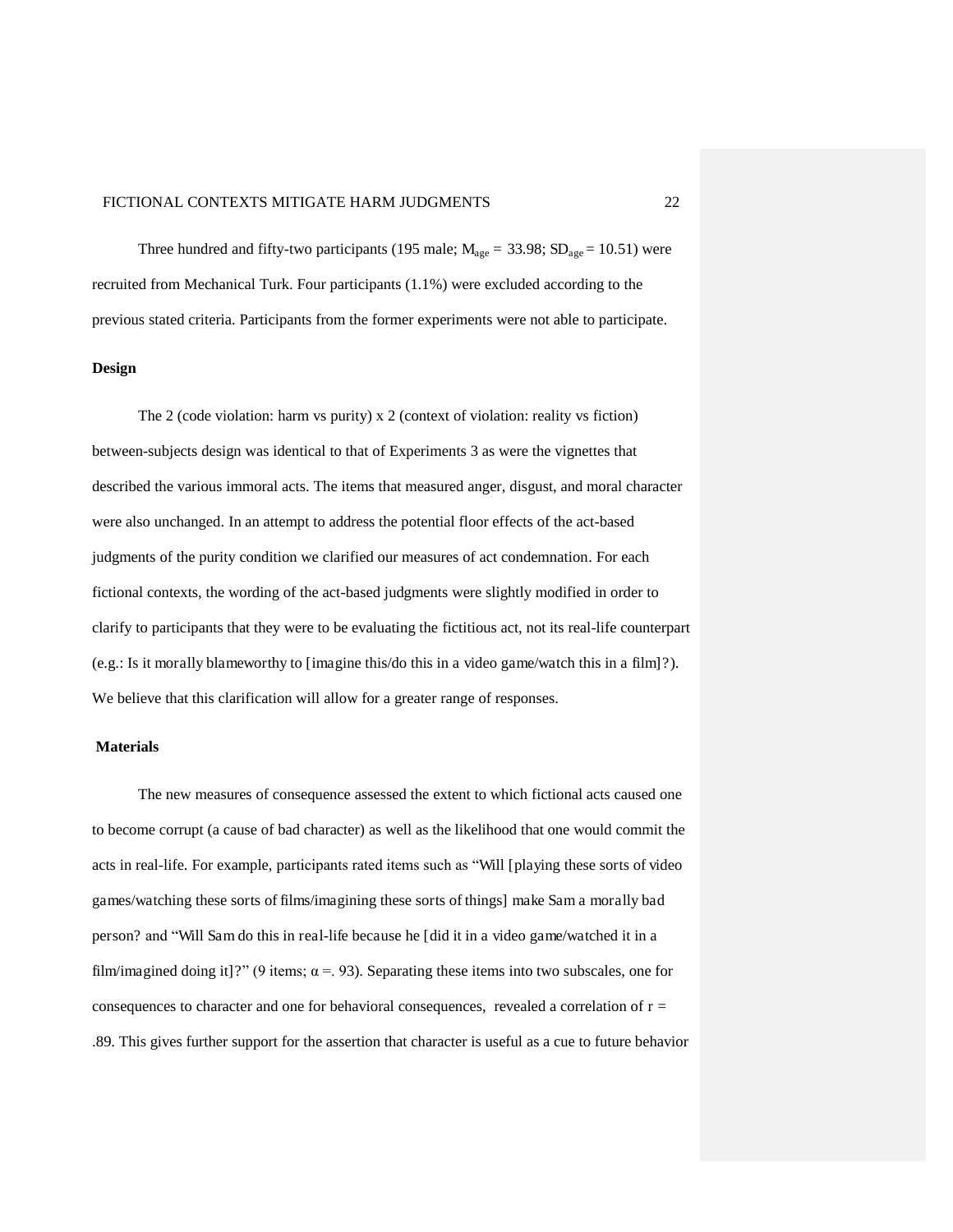Three hundred and fifty-two participants (195 male; $M_{age}$ = 33.98; $SD_{age}$ = 10.51) were recruited from Mechanical Turk. Four participants (1.1%) were excluded according to the previous stated criteria. Participants from the former experiments were not able to participate.

**Design**

The 2 (code violation: harm vs purity) x 2 (context of violation: reality vs fiction) between-subjects design was identical to that of Experiments 3 as were the vignettes that described the various immoral acts. The items that measured anger, disgust, and moral character were also unchanged. In an attempt to address the potential floor effects of the act-based judgments of the purity condition we clarified our measures of act condemnation. For each fictional contexts, the wording of the act-based judgments were slightly modified in order to clarify to participants that they were to be evaluating the fictitious act, not its real-life counterpart (e.g.: Is it morally blameworthy to [imagine this/do this in a video game/watch this in a film]?). We believe that this clarification will allow for a greater range of responses.

**Materials**

The new measures of consequence assessed the extent to which fictional acts caused one to become corrupt (a cause of bad character) as well as the likelihood that one would commit the acts in real-life. For example, participants rated items such as "Will [playing these sorts of video games/watching these sorts of films/imagining these sorts of things] make Sam a morally bad person? and "Will Sam do this in real-life because he [did it in a video game/watched it in a film/imagined doing it]?" (9 items; $\alpha$ =. 93). Separating these items into two subscales, one for consequences to character and one for behavioral consequences, revealed a correlation of $r$ = .89. This gives further support for the assertion that character is useful as a cue to future behavior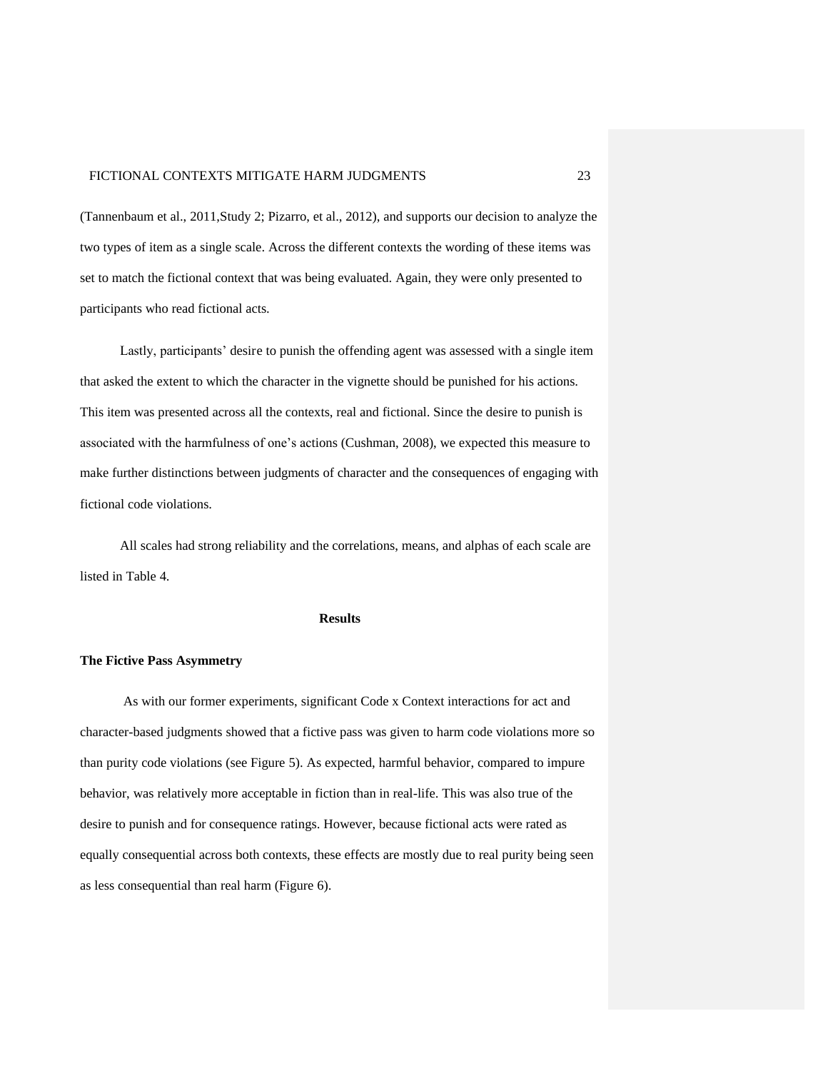(Tannenbaum et al., 2011,Study 2; Pizarro, et al., 2012), and supports our decision to analyze the two types of item as a single scale. Across the different contexts the wording of these items was set to match the fictional context that was being evaluated. Again, they were only presented to participants who read fictional acts.

Lastly, participants' desire to punish the offending agent was assessed with a single item that asked the extent to which the character in the vignette should be punished for his actions. This item was presented across all the contexts, real and fictional. Since the desire to punish is associated with the harmfulness of one's actions (Cushman, 2008), we expected this measure to make further distinctions between judgments of character and the consequences of engaging with fictional code violations.

All scales had strong reliability and the correlations, means, and alphas of each scale are listed in Table 4.

## Results

### The Fictive Pass Asymmetry

As with our former experiments, significant Code x Context interactions for act and character-based judgments showed that a fictive pass was given to harm code violations more so than purity code violations (see Figure 5). As expected, harmful behavior, compared to impure behavior, was relatively more acceptable in fiction than in real-life. This was also true of the desire to punish and for consequence ratings. However, because fictional acts were rated as equally consequential across both contexts, these effects are mostly due to real purity being seen as less consequential than real harm (Figure 6).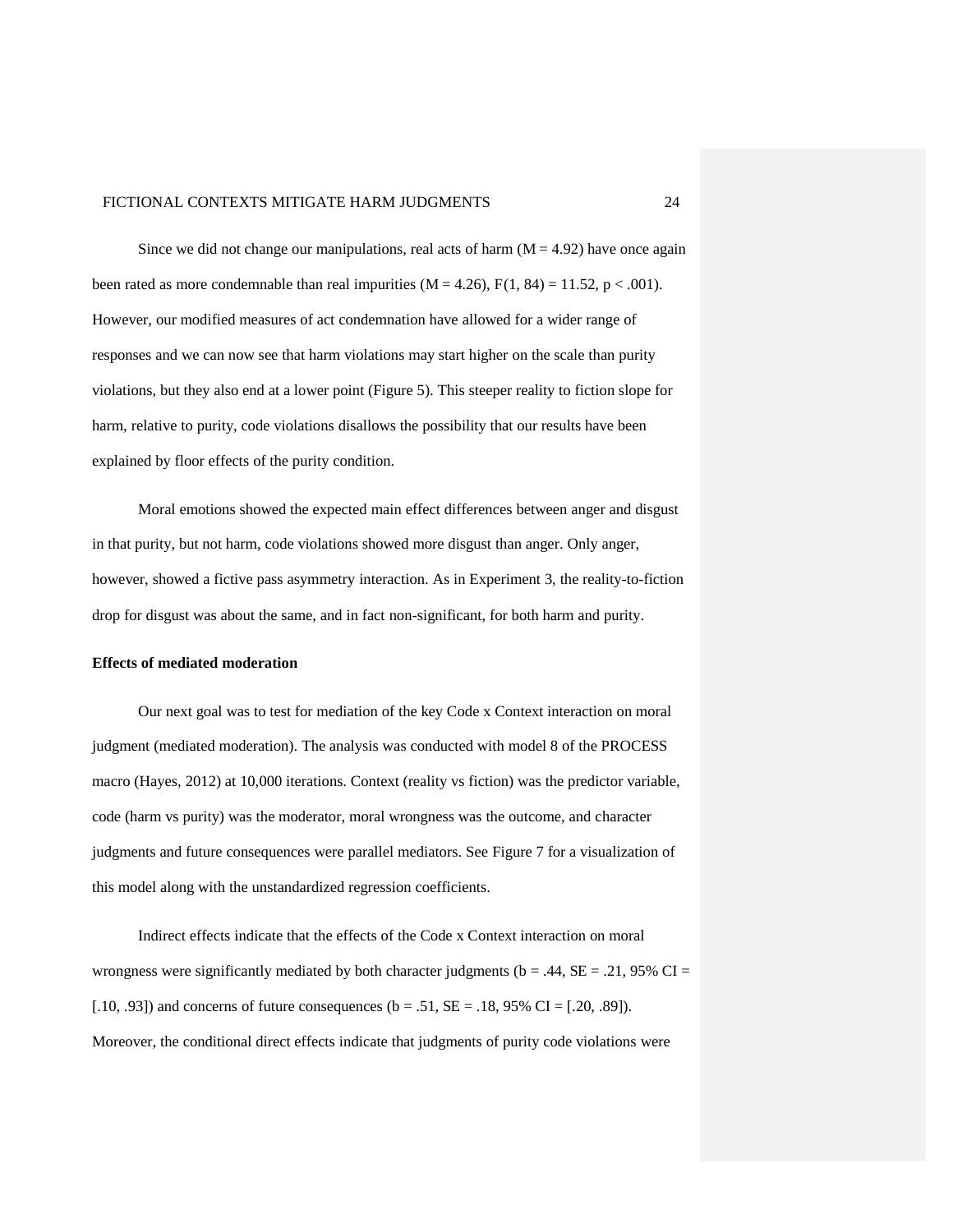Since we did not change our manipulations, real acts of harm ($M = 4.92$) have once again been rated as more condemnable than real impurities ($M = 4.26$), $F(1, 84) = 11.52$, $p < .001$). However, our modified measures of act condemnation have allowed for a wider range of responses and we can now see that harm violations may start higher on the scale than purity violations, but they also end at a lower point (Figure 5). This steeper reality to fiction slope for harm, relative to purity, code violations disallows the possibility that our results have been explained by floor effects of the purity condition.

Moral emotions showed the expected main effect differences between anger and disgust in that purity, but not harm, code violations showed more disgust than anger. Only anger, however, showed a fictive pass asymmetry interaction. As in Experiment 3, the reality-to-fiction drop for disgust was about the same, and in fact non-significant, for both harm and purity.

**Effects of mediated moderation**

Our next goal was to test for mediation of the key Code x Context interaction on moral judgment (mediated moderation). The analysis was conducted with model 8 of the PROCESS macro (Hayes, 2012) at 10,000 iterations. Context (reality vs fiction) was the predictor variable, code (harm vs purity) was the moderator, moral wrongness was the outcome, and character judgments and future consequences were parallel mediators. See Figure 7 for a visualization of this model along with the unstandardized regression coefficients.

Indirect effects indicate that the effects of the Code x Context interaction on moral wrongness were significantly mediated by both character judgments ($b = .44$, $SE = .21$, 95% CI = [.10, .93]) and concerns of future consequences ($b = .51$, $SE = .18$, 95% CI = [.20, .89]). Moreover, the conditional direct effects indicate that judgments of purity code violations were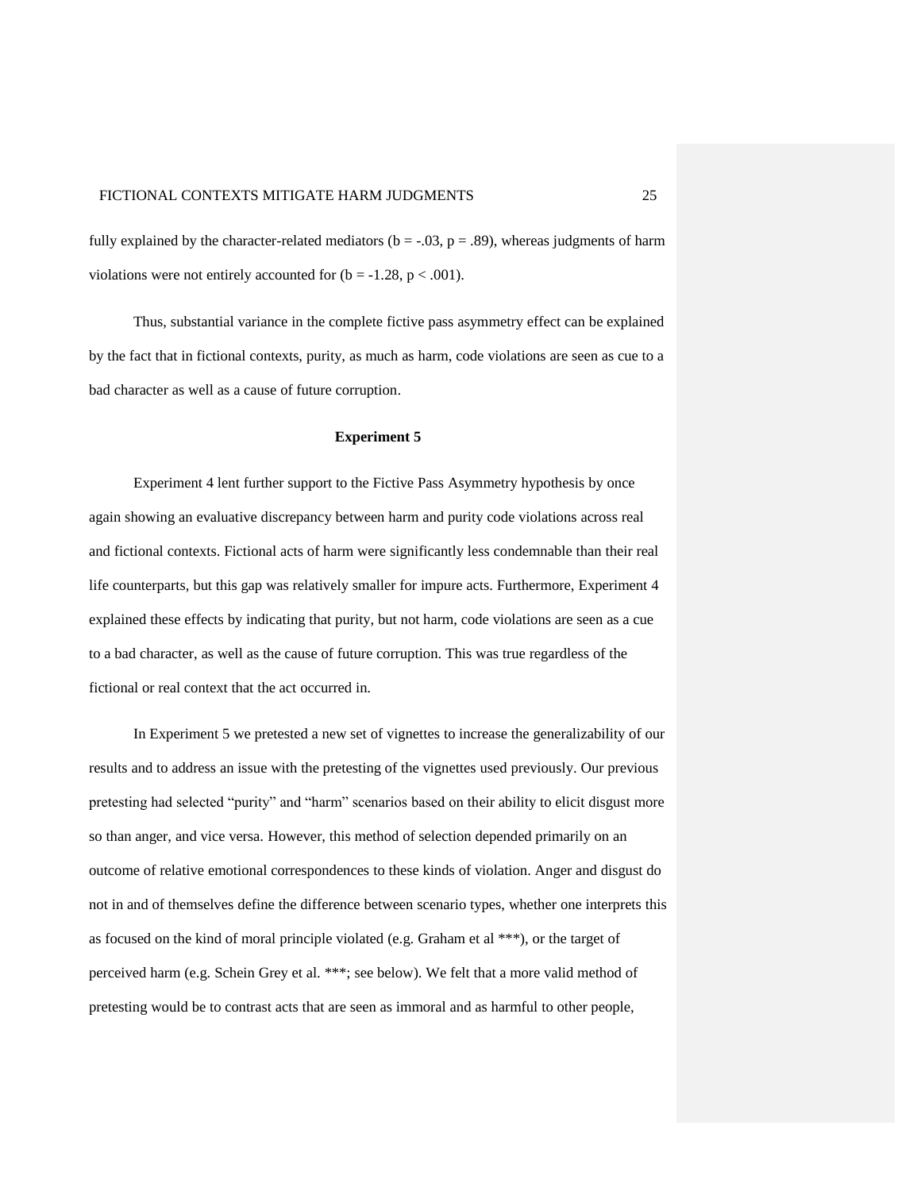fully explained by the character-related mediators ($b = -.03$, $p = .89$), whereas judgments of harm violations were not entirely accounted for ($b = -1.28$, $p < .001$).

Thus, substantial variance in the complete fictive pass asymmetry effect can be explained by the fact that in fictional contexts, purity, as much as harm, code violations are seen as cue to a bad character as well as a cause of future corruption.

## Experiment 5

Experiment 4 lent further support to the Fictive Pass Asymmetry hypothesis by once again showing an evaluative discrepancy between harm and purity code violations across real and fictional contexts. Fictional acts of harm were significantly less condemnable than their real life counterparts, but this gap was relatively smaller for impure acts. Furthermore, Experiment 4 explained these effects by indicating that purity, but not harm, code violations are seen as a cue to a bad character, as well as the cause of future corruption. This was true regardless of the fictional or real context that the act occurred in.

In Experiment 5 we pretested a new set of vignettes to increase the generalizability of our results and to address an issue with the pretesting of the vignettes used previously. Our previous pretesting had selected "purity" and "harm" scenarios based on their ability to elicit disgust more so than anger, and vice versa. However, this method of selection depended primarily on an outcome of relative emotional correspondences to these kinds of violation. Anger and disgust do not in and of themselves define the difference between scenario types, whether one interprets this as focused on the kind of moral principle violated (e.g. Graham et al ***), or the target of perceived harm (e.g. Schein Grey et al. ***; see below). We felt that a more valid method of pretesting would be to contrast acts that are seen as immoral and as harmful to other people,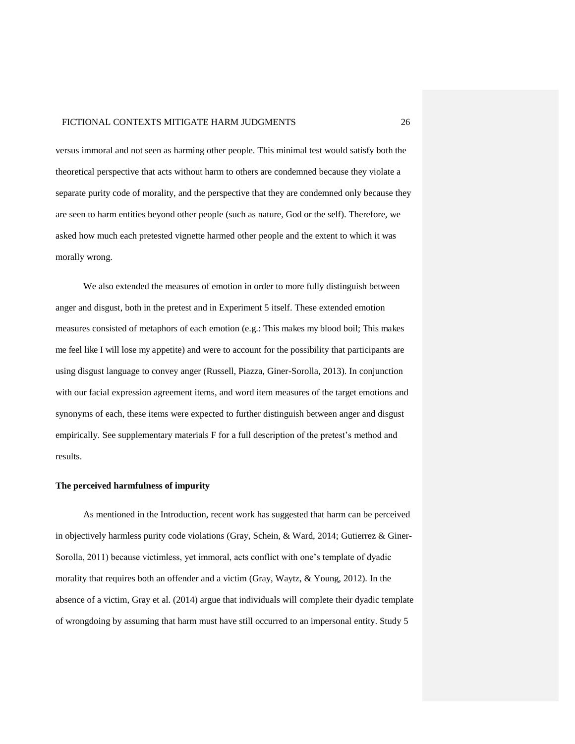versus immoral and not seen as harming other people. This minimal test would satisfy both the theoretical perspective that acts without harm to others are condemned because they violate a separate purity code of morality, and the perspective that they are condemned only because they are seen to harm entities beyond other people (such as nature, God or the self). Therefore, we asked how much each pretested vignette harmed other people and the extent to which it was morally wrong.

We also extended the measures of emotion in order to more fully distinguish between anger and disgust, both in the pretest and in Experiment 5 itself. These extended emotion measures consisted of metaphors of each emotion (e.g.: This makes my blood boil; This makes me feel like I will lose my appetite) and were to account for the possibility that participants are using disgust language to convey anger (Russell, Piazza, Giner-Sorolla, 2013). In conjunction with our facial expression agreement items, and word item measures of the target emotions and synonyms of each, these items were expected to further distinguish between anger and disgust empirically. See supplementary materials F for a full description of the pretest's method and results.

**The perceived harmfulness of impurity**

As mentioned in the Introduction, recent work has suggested that harm can be perceived in objectively harmless purity code violations (Gray, Schein, & Ward, 2014; Gutierrez & Giner-Sorolla, 2011) because victimless, yet immoral, acts conflict with one's template of dyadic morality that requires both an offender and a victim (Gray, Waytz, & Young, 2012). In the absence of a victim, Gray et al. (2014) argue that individuals will complete their dyadic template of wrongdoing by assuming that harm must have still occurred to an impersonal entity. Study 5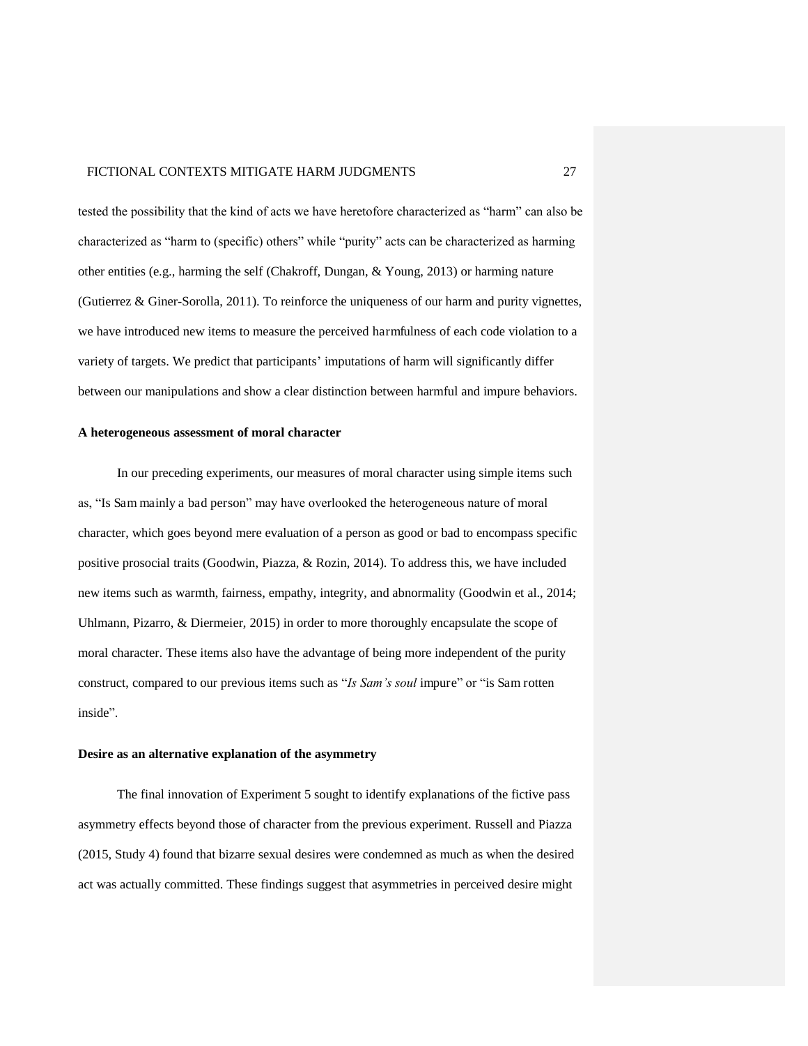tested the possibility that the kind of acts we have heretofore characterized as "harm" can also be characterized as "harm to (specific) others" while "purity" acts can be characterized as harming other entities (e.g., harming the self (Chakroff, Dungan, & Young, 2013) or harming nature (Gutierrez & Giner-Sorolla, 2011). To reinforce the uniqueness of our harm and purity vignettes, we have introduced new items to measure the perceived harmfulness of each code violation to a variety of targets. We predict that participants' imputations of harm will significantly differ between our manipulations and show a clear distinction between harmful and impure behaviors.

**A heterogeneous assessment of moral character**

In our preceding experiments, our measures of moral character using simple items such as, "Is Sam mainly a bad person" may have overlooked the heterogeneous nature of moral character, which goes beyond mere evaluation of a person as good or bad to encompass specific positive prosocial traits (Goodwin, Piazza, & Rozin, 2014). To address this, we have included new items such as warmth, fairness, empathy, integrity, and abnormality (Goodwin et al., 2014; Uhlmann, Pizarro, & Diermeier, 2015) in order to more thoroughly encapsulate the scope of moral character. These items also have the advantage of being more independent of the purity construct, compared to our previous items such as "*Is Sam's soul* impure" or "is Sam rotten inside".

**Desire as an alternative explanation of the asymmetry**

The final innovation of Experiment 5 sought to identify explanations of the fictive pass asymmetry effects beyond those of character from the previous experiment. Russell and Piazza (2015, Study 4) found that bizarre sexual desires were condemned as much as when the desired act was actually committed. These findings suggest that asymmetries in perceived desire might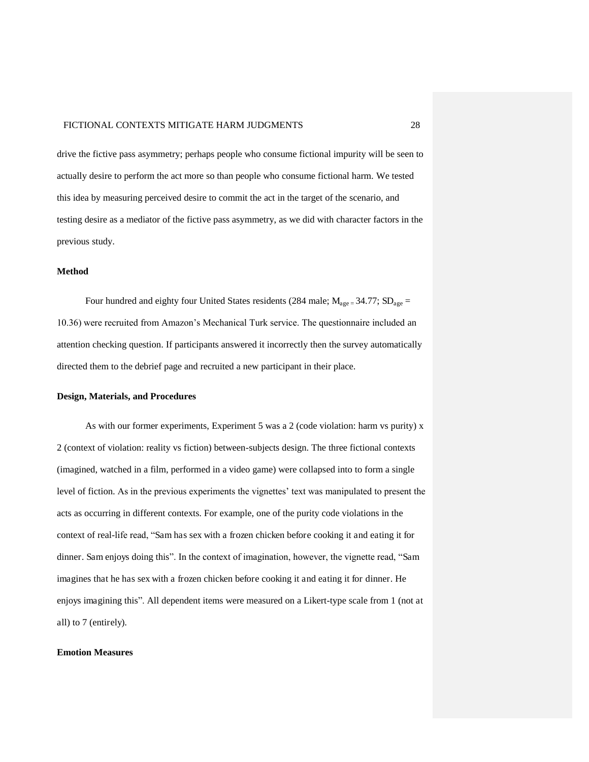drive the fictive pass asymmetry; perhaps people who consume fictional impurity will be seen to actually desire to perform the act more so than people who consume fictional harm. We tested this idea by measuring perceived desire to commit the act in the target of the scenario, and testing desire as a mediator of the fictive pass asymmetry, as we did with character factors in the previous study.

**Method**

Four hundred and eighty four United States residents (284 male; $M_{age} = 34.77$; $SD_{age} = 10.36$) were recruited from Amazon's Mechanical Turk service. The questionnaire included an attention checking question. If participants answered it incorrectly then the survey automatically directed them to the debrief page and recruited a new participant in their place.

**Design, Materials, and Procedures**

As with our former experiments, Experiment 5 was a 2 (code violation: harm vs purity) x 2 (context of violation: reality vs fiction) between-subjects design. The three fictional contexts (imagined, watched in a film, performed in a video game) were collapsed into to form a single level of fiction. As in the previous experiments the vignettes' text was manipulated to present the acts as occurring in different contexts. For example, one of the purity code violations in the context of real-life read, "Sam has sex with a frozen chicken before cooking it and eating it for dinner. Sam enjoys doing this". In the context of imagination, however, the vignette read, "Sam imagines that he has sex with a frozen chicken before cooking it and eating it for dinner. He enjoys imagining this". All dependent items were measured on a Likert-type scale from 1 (not at all) to 7 (entirely).

**Emotion Measures**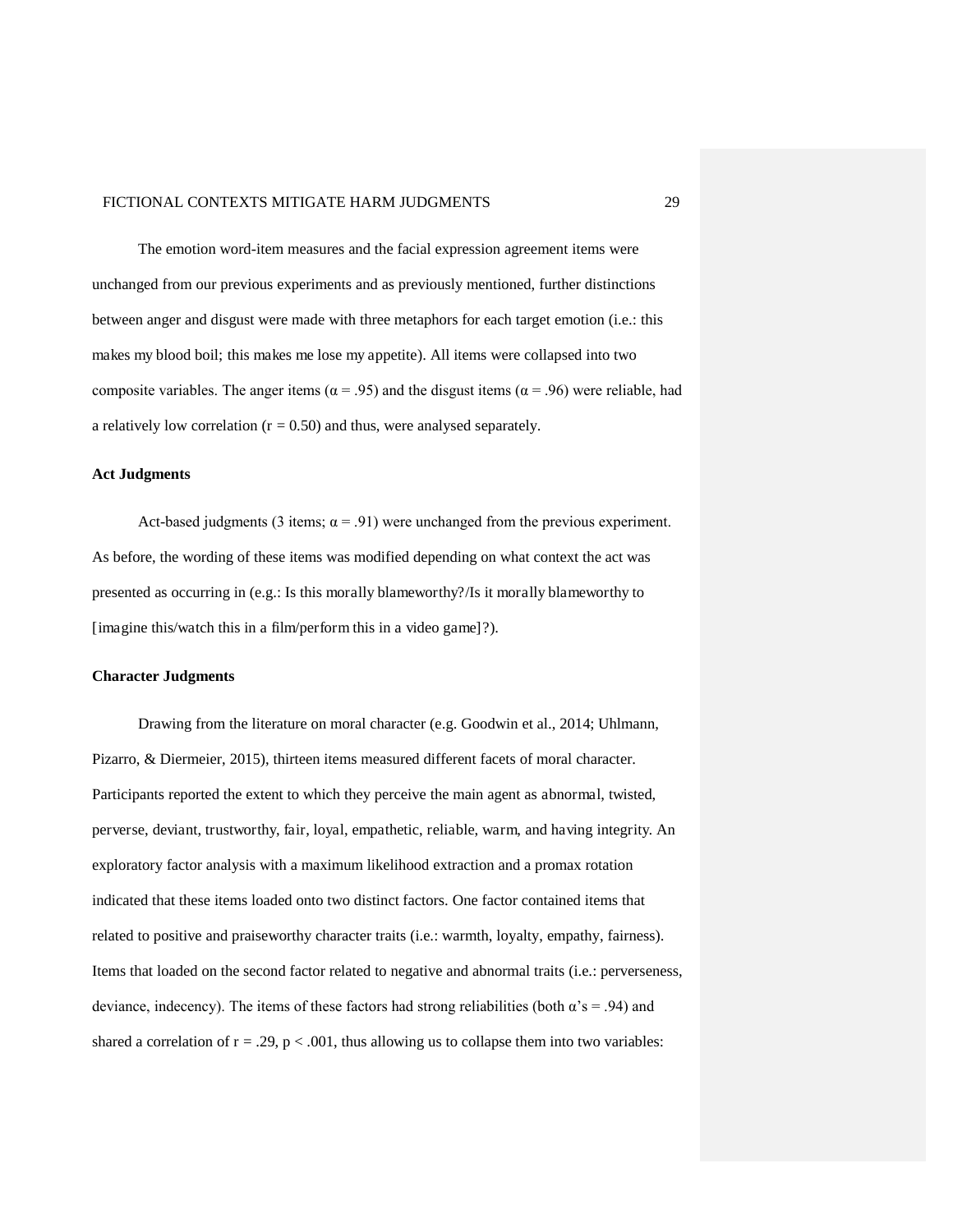The emotion word-item measures and the facial expression agreement items were unchanged from our previous experiments and as previously mentioned, further distinctions between anger and disgust were made with three metaphors for each target emotion (i.e.: this makes my blood boil; this makes me lose my appetite). All items were collapsed into two composite variables. The anger items ($\alpha = .95$) and the disgust items ($\alpha = .96$) were reliable, had a relatively low correlation ($r = 0.50$) and thus, were analysed separately.

### Act Judgments

Act-based judgments (3 items; $\alpha = .91$) were unchanged from the previous experiment. As before, the wording of these items was modified depending on what context the act was presented as occurring in (e.g.: Is this morally blameworthy?/Is it morally blameworthy to [imagine this/watch this in a film/perform this in a video game]?).

### Character Judgments

Drawing from the literature on moral character (e.g. Goodwin et al., 2014; Uhlmann, Pizarro, & Diermeier, 2015), thirteen items measured different facets of moral character. Participants reported the extent to which they perceive the main agent as abnormal, twisted, perverse, deviant, trustworthy, fair, loyal, empathetic, reliable, warm, and having integrity. An exploratory factor analysis with a maximum likelihood extraction and a promax rotation indicated that these items loaded onto two distinct factors. One factor contained items that related to positive and praiseworthy character traits (i.e.: warmth, loyalty, empathy, fairness). Items that loaded on the second factor related to negative and abnormal traits (i.e.: perverseness, deviance, indecency). The items of these factors had strong reliabilities (both $\alpha$'s = .94) and shared a correlation of $r = .29$, $p < .001$, thus allowing us to collapse them into two variables: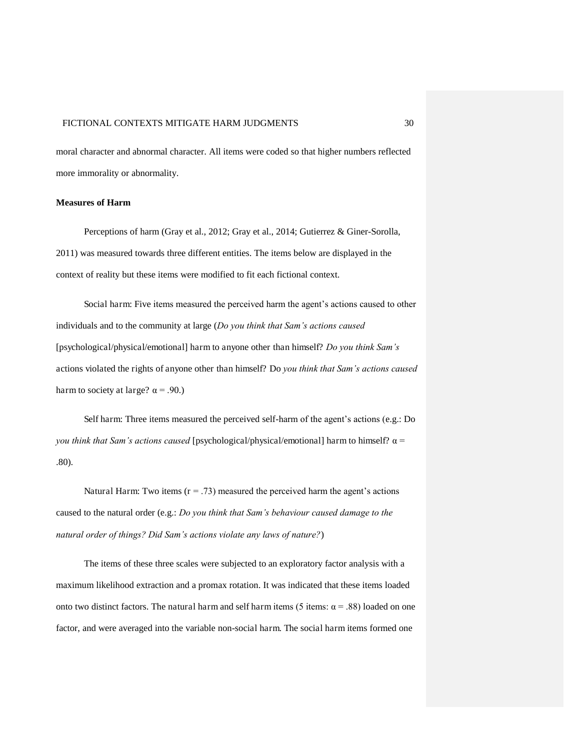moral character and abnormal character. All items were coded so that higher numbers reflected more immorality or abnormality.

**Measures of Harm**

Perceptions of harm (Gray et al., 2012; Gray et al., 2014; Gutierrez & Giner-Sorolla, 2011) was measured towards three different entities. The items below are displayed in the context of reality but these items were modified to fit each fictional context.

Social harm: Five items measured the perceived harm the agent's actions caused to other individuals and to the community at large (*Do you think that Sam's actions caused* [psychological/physical/emotional] harm to anyone other than himself? *Do you think Sam's* actions violated the rights of anyone other than himself? Do *you think that Sam's actions caused* harm to society at large? $\alpha = .90$.)

Self harm: Three items measured the perceived self-harm of the agent's actions (e.g.: Do *you think that Sam's actions caused* [psychological/physical/emotional] harm to himself? $\alpha = .80$).

Natural Harm: Two items ($r = .73$) measured the perceived harm the agent's actions caused to the natural order (e.g.: *Do you think that Sam's behaviour caused damage to the natural order of things? Did Sam's actions violate any laws of nature?*)

The items of these three scales were subjected to an exploratory factor analysis with a maximum likelihood extraction and a promax rotation. It was indicated that these items loaded onto two distinct factors. The natural harm and self harm items (5 items: $\alpha = .88$) loaded on one factor, and were averaged into the variable non-social harm. The social harm items formed one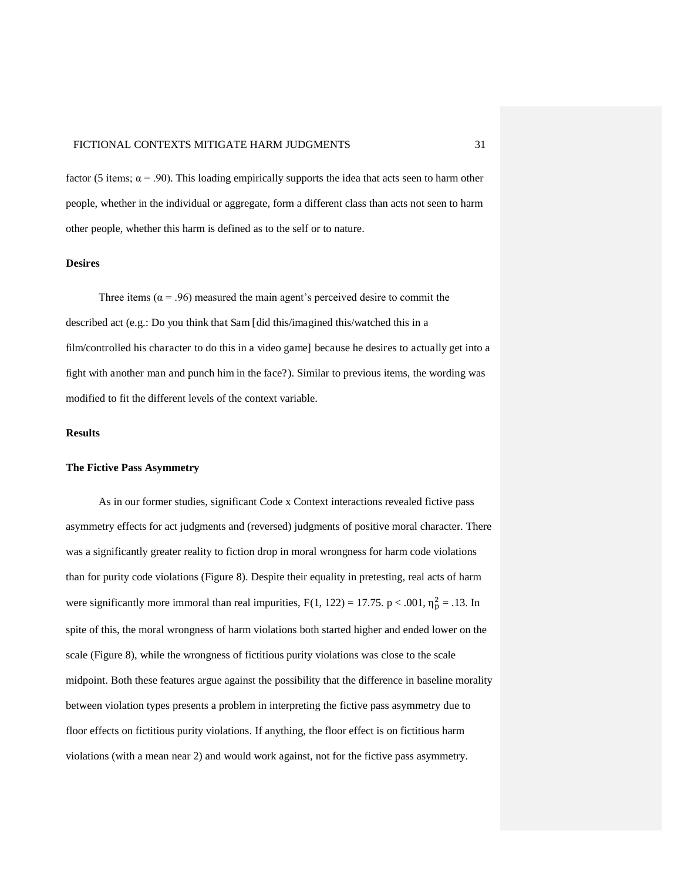factor (5 items; $\alpha = .90$). This loading empirically supports the idea that acts seen to harm other people, whether in the individual or aggregate, form a different class than acts not seen to harm other people, whether this harm is defined as to the self or to nature.

### Desires

Three items ($\alpha = .96$) measured the main agent's perceived desire to commit the described act (e.g.: Do you think that Sam [did this/imagined this/watched this in a film/controlled his character to do this in a video game] because he desires to actually get into a fight with another man and punch him in the face?). Similar to previous items, the wording was modified to fit the different levels of the context variable.

## Results

### The Fictive Pass Asymmetry

As in our former studies, significant Code x Context interactions revealed fictive pass asymmetry effects for act judgments and (reversed) judgments of positive moral character. There was a significantly greater reality to fiction drop in moral wrongness for harm code violations than for purity code violations (Figure 8). Despite their equality in pretesting, real acts of harm were significantly more immoral than real impurities, $F(1, 122) = 17.75$. $p < .001$, $\eta_p^2 = .13$. In spite of this, the moral wrongness of harm violations both started higher and ended lower on the scale (Figure 8), while the wrongness of fictitious purity violations was close to the scale midpoint. Both these features argue against the possibility that the difference in baseline morality between violation types presents a problem in interpreting the fictive pass asymmetry due to floor effects on fictitious purity violations. If anything, the floor effect is on fictitious harm violations (with a mean near 2) and would work against, not for the fictive pass asymmetry.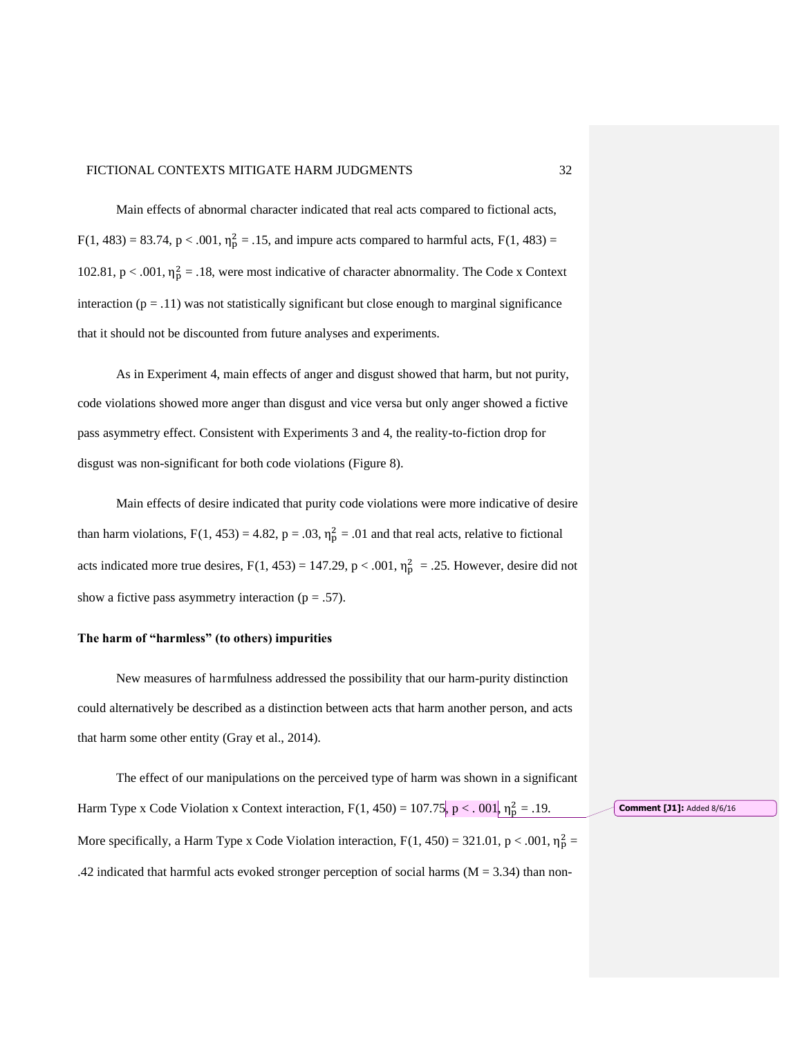Main effects of abnormal character indicated that real acts compared to fictional acts, $F(1, 483) = 83.74$, $p < .001$, $\eta_p^2 = .15$, and impure acts compared to harmful acts, $F(1, 483) = 102.81$, $p < .001$, $\eta_p^2 = .18$, were most indicative of character abnormality. The Code x Context interaction ($p = .11$) was not statistically significant but close enough to marginal significance that it should not be discounted from future analyses and experiments.

As in Experiment 4, main effects of anger and disgust showed that harm, but not purity, code violations showed more anger than disgust and vice versa but only anger showed a fictive pass asymmetry effect. Consistent with Experiments 3 and 4, the reality-to-fiction drop for disgust was non-significant for both code violations (Figure 8).

Main effects of desire indicated that purity code violations were more indicative of desire than harm violations, $F(1, 453) = 4.82$, $p = .03$, $\eta_p^2 = .01$ and that real acts, relative to fictional acts indicated more true desires, $F(1, 453) = 147.29$, $p < .001$, $\eta_p^2 = .25$. However, desire did not show a fictive pass asymmetry interaction ($p = .57$).

**The harm of "harmless" (to others) impurities**

New measures of harmfulness addressed the possibility that our harm-purity distinction could alternatively be described as a distinction between acts that harm another person, and acts that harm some other entity (Gray et al., 2014).

The effect of our manipulations on the perceived type of harm was shown in a significant Harm Type x Code Violation x Context interaction, $F(1, 450) = 107.75$, $p < .001$, $\eta_p^2 = .19$. More specifically, a Harm Type x Code Violation interaction, $F(1, 450) = 321.01$, $p < .001$, $\eta_p^2 = .42$ indicated that harmful acts evoked stronger perception of social harms ($M = 3.34$) than non-

**Comment [J1]:** Added 8/6/16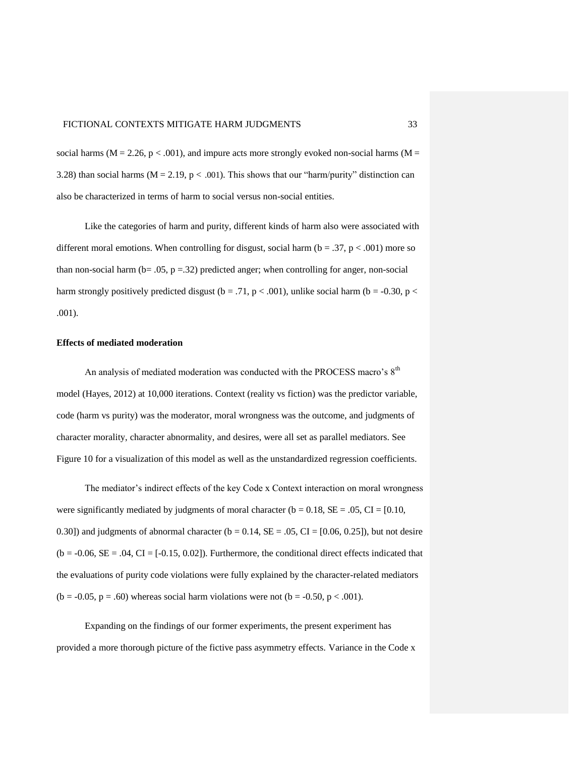social harms ($M = 2.26$, $p < .001$), and impure acts more strongly evoked non-social harms ($M = 3.28$) than social harms ($M = 2.19$, $p < .001$). This shows that our "harm/purity" distinction can also be characterized in terms of harm to social versus non-social entities.

Like the categories of harm and purity, different kinds of harm also were associated with different moral emotions. When controlling for disgust, social harm ($b = .37$, $p < .001$) more so than non-social harm ($b = .05$, $p = .32$) predicted anger; when controlling for anger, non-social harm strongly positively predicted disgust ($b = .71$, $p < .001$), unlike social harm ($b = -0.30$, $p < .001$).

**Effects of mediated moderation**

An analysis of mediated moderation was conducted with the PROCESS macro's 8th model (Hayes, 2012) at 10,000 iterations. Context (reality vs fiction) was the predictor variable, code (harm vs purity) was the moderator, moral wrongness was the outcome, and judgments of character morality, character abnormality, and desires, were all set as parallel mediators. See Figure 10 for a visualization of this model as well as the unstandardized regression coefficients.

The mediator's indirect effects of the key Code x Context interaction on moral wrongness were significantly mediated by judgments of moral character ($b = 0.18$, $SE = .05$, $CI = [0.10, 0.30]$) and judgments of abnormal character ($b = 0.14$, $SE = .05$, $CI = [0.06, 0.25]$), but not desire ($b = -0.06$, $SE = .04$, $CI = [-0.15, 0.02]$). Furthermore, the conditional direct effects indicated that the evaluations of purity code violations were fully explained by the character-related mediators ($b = -0.05$, $p = .60$) whereas social harm violations were not ($b = -0.50$, $p < .001$).

Expanding on the findings of our former experiments, the present experiment has provided a more thorough picture of the fictive pass asymmetry effects. Variance in the Code x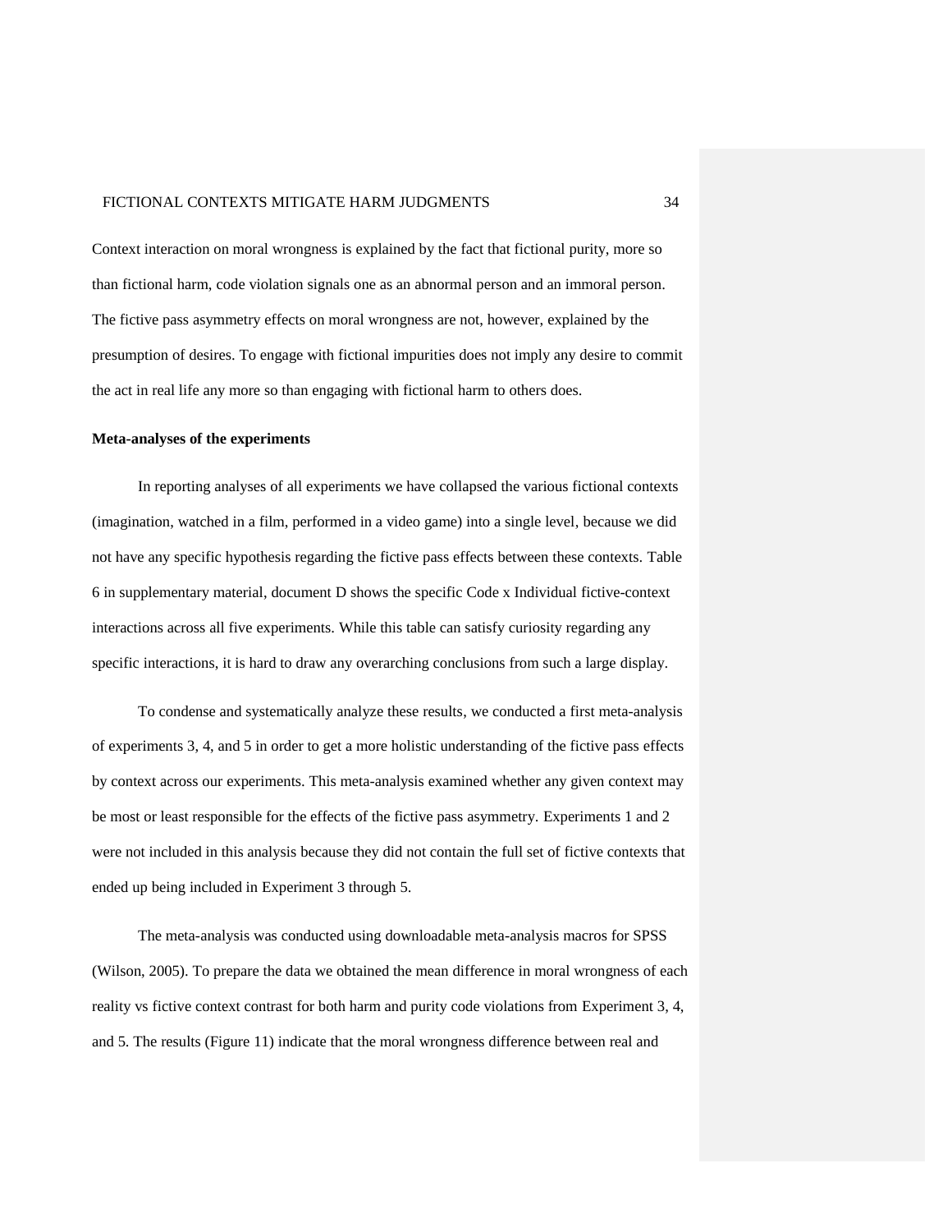Context interaction on moral wrongness is explained by the fact that fictional purity, more so than fictional harm, code violation signals one as an abnormal person and an immoral person. The fictive pass asymmetry effects on moral wrongness are not, however, explained by the presumption of desires. To engage with fictional impurities does not imply any desire to commit the act in real life any more so than engaging with fictional harm to others does.

**Meta-analyses of the experiments**

In reporting analyses of all experiments we have collapsed the various fictional contexts (imagination, watched in a film, performed in a video game) into a single level, because we did not have any specific hypothesis regarding the fictive pass effects between these contexts. Table 6 in supplementary material, document D shows the specific Code x Individual fictive-context interactions across all five experiments. While this table can satisfy curiosity regarding any specific interactions, it is hard to draw any overarching conclusions from such a large display.

To condense and systematically analyze these results, we conducted a first meta-analysis of experiments 3, 4, and 5 in order to get a more holistic understanding of the fictive pass effects by context across our experiments. This meta-analysis examined whether any given context may be most or least responsible for the effects of the fictive pass asymmetry. Experiments 1 and 2 were not included in this analysis because they did not contain the full set of fictive contexts that ended up being included in Experiment 3 through 5.

The meta-analysis was conducted using downloadable meta-analysis macros for SPSS (Wilson, 2005). To prepare the data we obtained the mean difference in moral wrongness of each reality vs fictive context contrast for both harm and purity code violations from Experiment 3, 4, and 5. The results (Figure 11) indicate that the moral wrongness difference between real and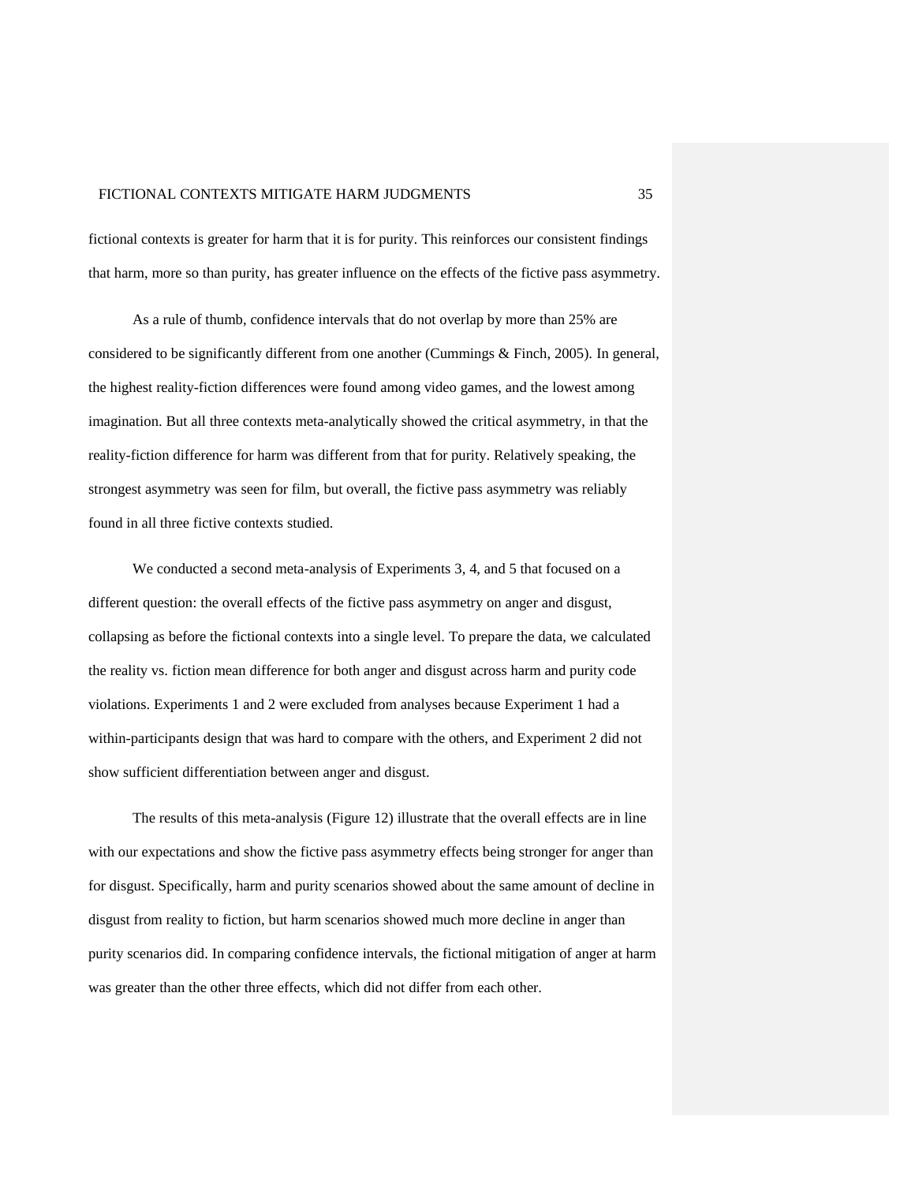fictional contexts is greater for harm that it is for purity. This reinforces our consistent findings that harm, more so than purity, has greater influence on the effects of the fictive pass asymmetry.

As a rule of thumb, confidence intervals that do not overlap by more than 25% are considered to be significantly different from one another (Cummings & Finch, 2005). In general, the highest reality-fiction differences were found among video games, and the lowest among imagination. But all three contexts meta-analytically showed the critical asymmetry, in that the reality-fiction difference for harm was different from that for purity. Relatively speaking, the strongest asymmetry was seen for film, but overall, the fictive pass asymmetry was reliably found in all three fictive contexts studied.

We conducted a second meta-analysis of Experiments 3, 4, and 5 that focused on a different question: the overall effects of the fictive pass asymmetry on anger and disgust, collapsing as before the fictional contexts into a single level. To prepare the data, we calculated the reality vs. fiction mean difference for both anger and disgust across harm and purity code violations. Experiments 1 and 2 were excluded from analyses because Experiment 1 had a within-participants design that was hard to compare with the others, and Experiment 2 did not show sufficient differentiation between anger and disgust.

The results of this meta-analysis (Figure 12) illustrate that the overall effects are in line with our expectations and show the fictive pass asymmetry effects being stronger for anger than for disgust. Specifically, harm and purity scenarios showed about the same amount of decline in disgust from reality to fiction, but harm scenarios showed much more decline in anger than purity scenarios did. In comparing confidence intervals, the fictional mitigation of anger at harm was greater than the other three effects, which did not differ from each other.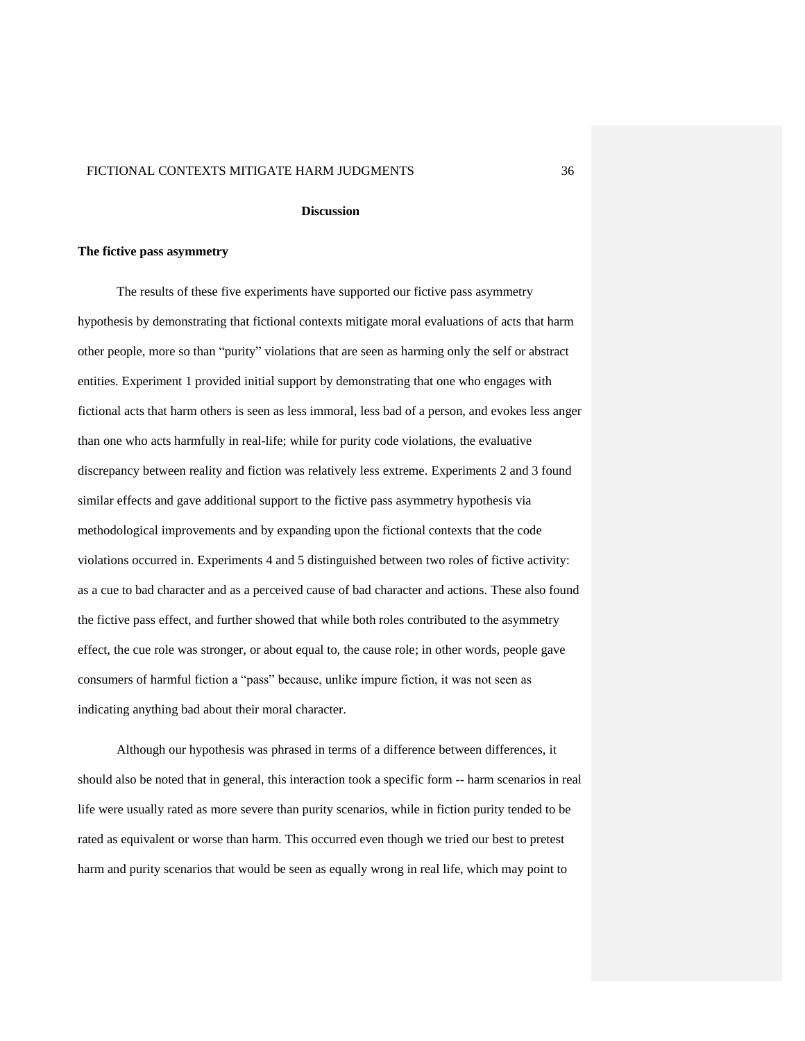# Discussion

## The fictive pass asymmetry

The results of these five experiments have supported our fictive pass asymmetry hypothesis by demonstrating that fictional contexts mitigate moral evaluations of acts that harm other people, more so than "purity" violations that are seen as harming only the self or abstract entities. Experiment 1 provided initial support by demonstrating that one who engages with fictional acts that harm others is seen as less immoral, less bad of a person, and evokes less anger than one who acts harmfully in real-life; while for purity code violations, the evaluative discrepancy between reality and fiction was relatively less extreme. Experiments 2 and 3 found similar effects and gave additional support to the fictive pass asymmetry hypothesis via methodological improvements and by expanding upon the fictional contexts that the code violations occurred in. Experiments 4 and 5 distinguished between two roles of fictive activity: as a cue to bad character and as a perceived cause of bad character and actions. These also found the fictive pass effect, and further showed that while both roles contributed to the asymmetry effect, the cue role was stronger, or about equal to, the cause role; in other words, people gave consumers of harmful fiction a "pass" because, unlike impure fiction, it was not seen as indicating anything bad about their moral character.

Although our hypothesis was phrased in terms of a difference between differences, it should also be noted that in general, this interaction took a specific form -- harm scenarios in real life were usually rated as more severe than purity scenarios, while in fiction purity tended to be rated as equivalent or worse than harm. This occurred even though we tried our best to pretest harm and purity scenarios that would be seen as equally wrong in real life, which may point to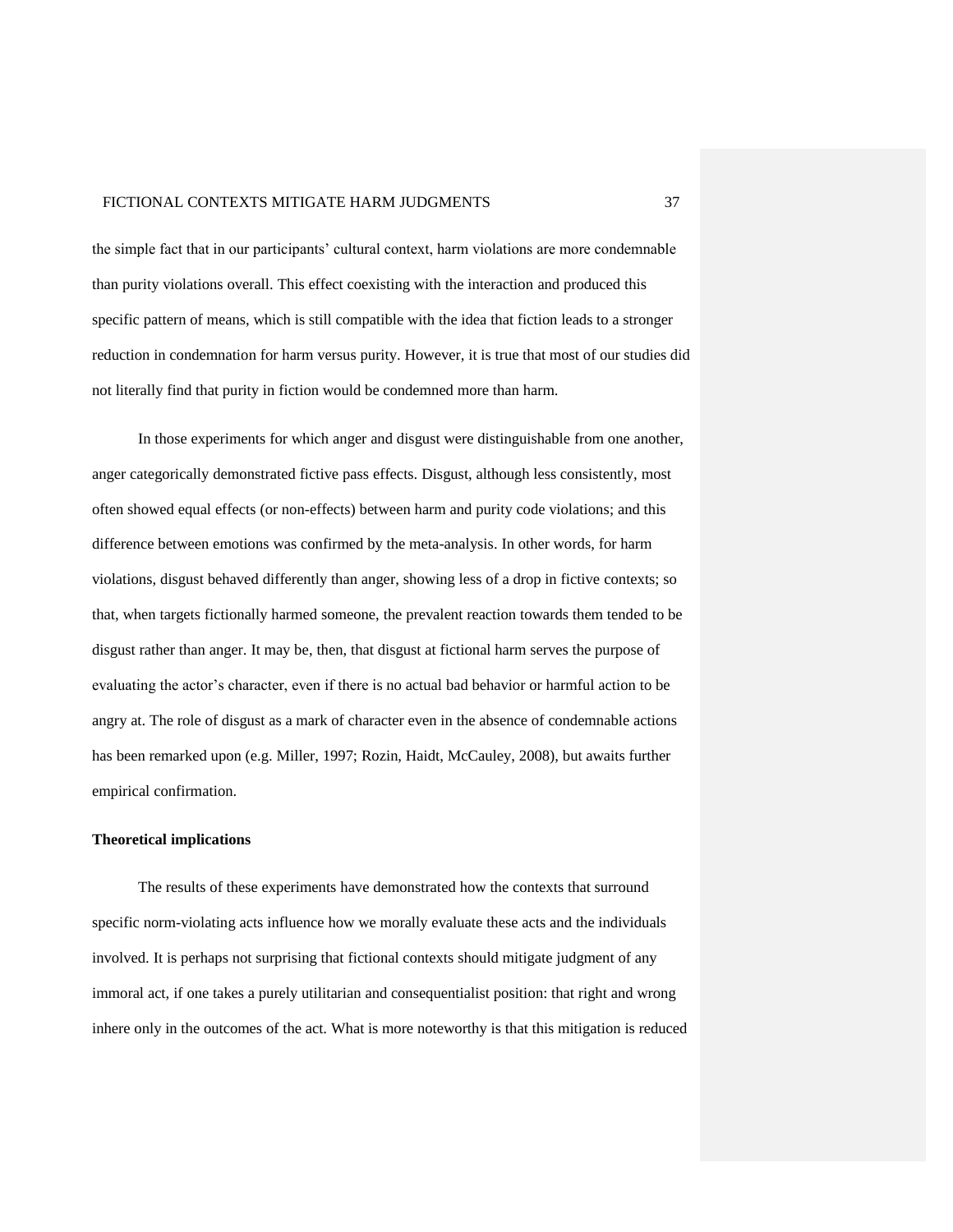the simple fact that in our participants' cultural context, harm violations are more condemnable than purity violations overall. This effect coexisting with the interaction and produced this specific pattern of means, which is still compatible with the idea that fiction leads to a stronger reduction in condemnation for harm versus purity. However, it is true that most of our studies did not literally find that purity in fiction would be condemned more than harm.

In those experiments for which anger and disgust were distinguishable from one another, anger categorically demonstrated fictive pass effects. Disgust, although less consistently, most often showed equal effects (or non-effects) between harm and purity code violations; and this difference between emotions was confirmed by the meta-analysis. In other words, for harm violations, disgust behaved differently than anger, showing less of a drop in fictive contexts; so that, when targets fictionally harmed someone, the prevalent reaction towards them tended to be disgust rather than anger. It may be, then, that disgust at fictional harm serves the purpose of evaluating the actor's character, even if there is no actual bad behavior or harmful action to be angry at. The role of disgust as a mark of character even in the absence of condemnable actions has been remarked upon (e.g. Miller, 1997; Rozin, Haidt, McCauley, 2008), but awaits further empirical confirmation.

**Theoretical implications**

The results of these experiments have demonstrated how the contexts that surround specific norm-violating acts influence how we morally evaluate these acts and the individuals involved. It is perhaps not surprising that fictional contexts should mitigate judgment of any immoral act, if one takes a purely utilitarian and consequentialist position: that right and wrong inhere only in the outcomes of the act. What is more noteworthy is that this mitigation is reduced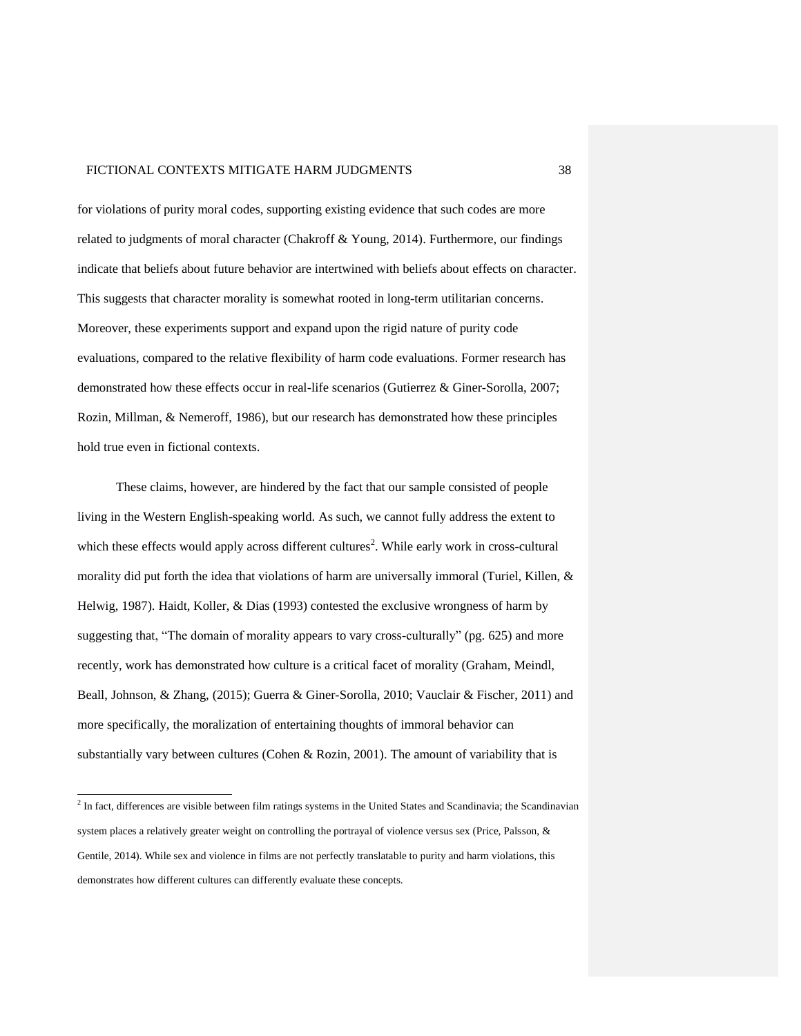for violations of purity moral codes, supporting existing evidence that such codes are more related to judgments of moral character (Chakroff & Young, 2014). Furthermore, our findings indicate that beliefs about future behavior are intertwined with beliefs about effects on character. This suggests that character morality is somewhat rooted in long-term utilitarian concerns. Moreover, these experiments support and expand upon the rigid nature of purity code evaluations, compared to the relative flexibility of harm code evaluations. Former research has demonstrated how these effects occur in real-life scenarios (Gutierrez & Giner-Sorolla, 2007; Rozin, Millman, & Nemeroff, 1986), but our research has demonstrated how these principles hold true even in fictional contexts.

These claims, however, are hindered by the fact that our sample consisted of people living in the Western English-speaking world. As such, we cannot fully address the extent to which these effects would apply across different cultures[2]. While early work in cross-cultural morality did put forth the idea that violations of harm are universally immoral (Turiel, Killen, & Helwig, 1987). Haidt, Koller, & Dias (1993) contested the exclusive wrongness of harm by suggesting that, "The domain of morality appears to vary cross-culturally" (pg. 625) and more recently, work has demonstrated how culture is a critical facet of morality (Graham, Meindl, Beall, Johnson, & Zhang, (2015); Guerra & Giner-Sorolla, 2010; Vauclair & Fischer, 2011) and more specifically, the moralization of entertaining thoughts of immoral behavior can substantially vary between cultures (Cohen & Rozin, 2001). The amount of variability that is

[2] In fact, differences are visible between film ratings systems in the United States and Scandinavia; the Scandinavian system places a relatively greater weight on controlling the portrayal of violence versus sex (Price, Palsson, & Gentile, 2014). While sex and violence in films are not perfectly translatable to purity and harm violations, this demonstrates how different cultures can differently evaluate these concepts.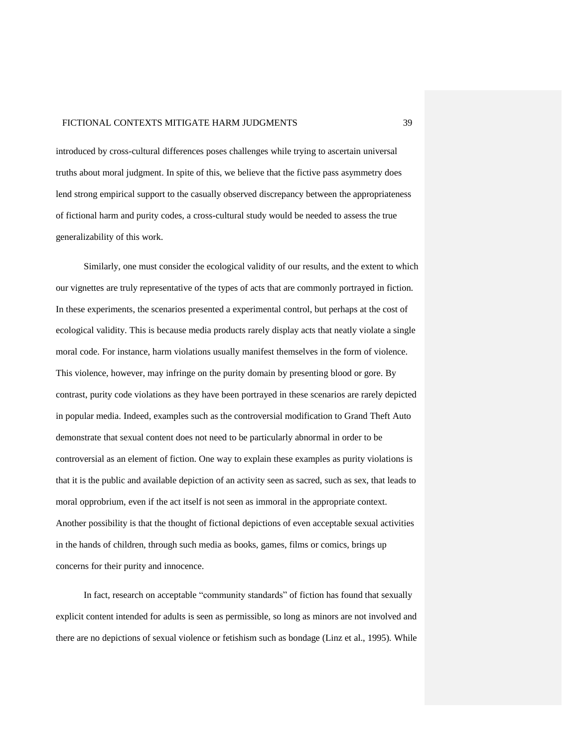introduced by cross-cultural differences poses challenges while trying to ascertain universal truths about moral judgment. In spite of this, we believe that the fictive pass asymmetry does lend strong empirical support to the casually observed discrepancy between the appropriateness of fictional harm and purity codes, a cross-cultural study would be needed to assess the true generalizability of this work.

Similarly, one must consider the ecological validity of our results, and the extent to which our vignettes are truly representative of the types of acts that are commonly portrayed in fiction. In these experiments, the scenarios presented a experimental control, but perhaps at the cost of ecological validity. This is because media products rarely display acts that neatly violate a single moral code. For instance, harm violations usually manifest themselves in the form of violence. This violence, however, may infringe on the purity domain by presenting blood or gore. By contrast, purity code violations as they have been portrayed in these scenarios are rarely depicted in popular media. Indeed, examples such as the controversial modification to Grand Theft Auto demonstrate that sexual content does not need to be particularly abnormal in order to be controversial as an element of fiction. One way to explain these examples as purity violations is that it is the public and available depiction of an activity seen as sacred, such as sex, that leads to moral opprobrium, even if the act itself is not seen as immoral in the appropriate context. Another possibility is that the thought of fictional depictions of even acceptable sexual activities in the hands of children, through such media as books, games, films or comics, brings up concerns for their purity and innocence.

In fact, research on acceptable "community standards" of fiction has found that sexually explicit content intended for adults is seen as permissible, so long as minors are not involved and there are no depictions of sexual violence or fetishism such as bondage (Linz et al., 1995). While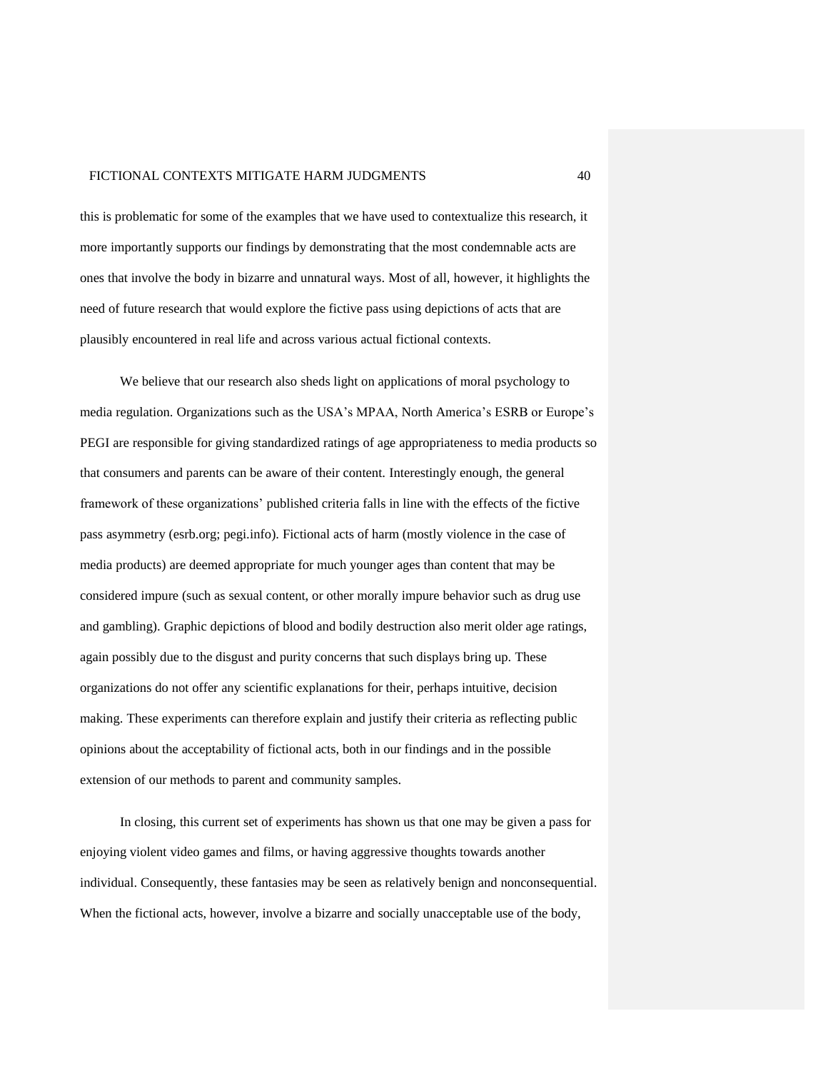this is problematic for some of the examples that we have used to contextualize this research, it more importantly supports our findings by demonstrating that the most condemnable acts are ones that involve the body in bizarre and unnatural ways. Most of all, however, it highlights the need of future research that would explore the fictive pass using depictions of acts that are plausibly encountered in real life and across various actual fictional contexts.

We believe that our research also sheds light on applications of moral psychology to media regulation. Organizations such as the USA's MPAA, North America's ESRB or Europe's PEGI are responsible for giving standardized ratings of age appropriateness to media products so that consumers and parents can be aware of their content. Interestingly enough, the general framework of these organizations' published criteria falls in line with the effects of the fictive pass asymmetry (esrb.org; pegi.info). Fictional acts of harm (mostly violence in the case of media products) are deemed appropriate for much younger ages than content that may be considered impure (such as sexual content, or other morally impure behavior such as drug use and gambling). Graphic depictions of blood and bodily destruction also merit older age ratings, again possibly due to the disgust and purity concerns that such displays bring up. These organizations do not offer any scientific explanations for their, perhaps intuitive, decision making. These experiments can therefore explain and justify their criteria as reflecting public opinions about the acceptability of fictional acts, both in our findings and in the possible extension of our methods to parent and community samples.

In closing, this current set of experiments has shown us that one may be given a pass for enjoying violent video games and films, or having aggressive thoughts towards another individual. Consequently, these fantasies may be seen as relatively benign and nonconsequential. When the fictional acts, however, involve a bizarre and socially unacceptable use of the body,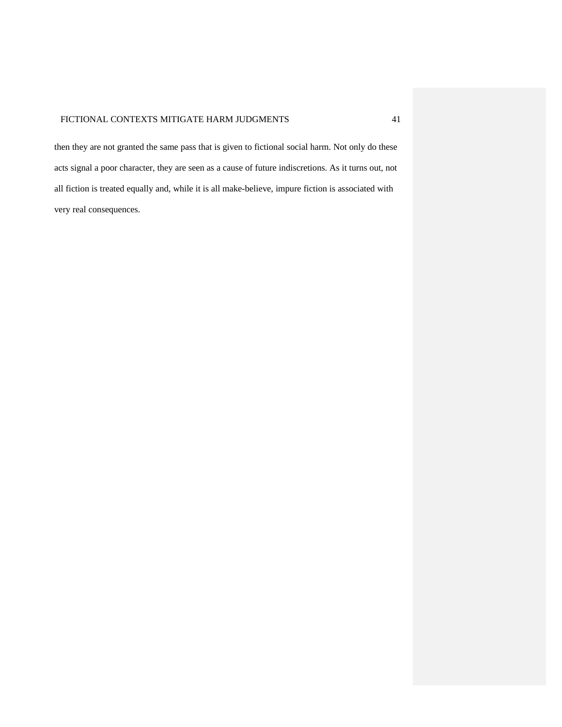then they are not granted the same pass that is given to fictional social harm. Not only do these acts signal a poor character, they are seen as a cause of future indiscretions. As it turns out, not all fiction is treated equally and, while it is all make-believe, impure fiction is associated with very real consequences.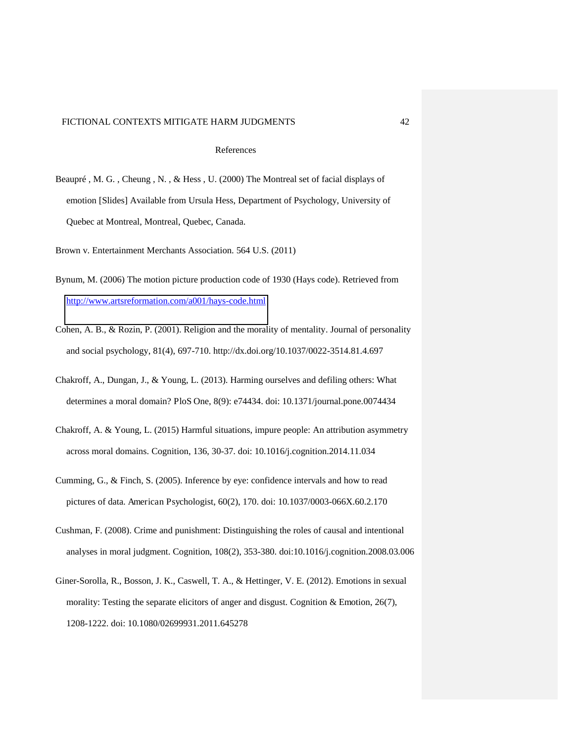## References

Beaupré , M. G. , Cheung , N. , & Hess , U. (2000) The Montreal set of facial displays of emotion [Slides] Available from Ursula Hess, Department of Psychology, University of Quebec at Montreal, Montreal, Quebec, Canada.

Brown v. Entertainment Merchants Association. 564 U.S. (2011)

Bynum, M. (2006) The motion picture production code of 1930 (Hays code). Retrieved from http://www.artsreformation.com/a001/hays-code.html

Cohen, A. B., & Rozin, P. (2001). Religion and the morality of mentality. Journal of personality and social psychology, 81(4), 697-710. http://dx.doi.org/10.1037/0022-3514.81.4.697

Chakroff, A., Dungan, J., & Young, L. (2013). Harming ourselves and defiling others: What determines a moral domain? PloS One, 8(9): e74434. doi: 10.1371/journal.pone.0074434

Chakroff, A. & Young, L. (2015) Harmful situations, impure people: An attribution asymmetry across moral domains. Cognition, 136, 30-37. doi: 10.1016/j.cognition.2014.11.034

Cumming, G., & Finch, S. (2005). Inference by eye: confidence intervals and how to read pictures of data. American Psychologist, 60(2), 170. doi: 10.1037/0003-066X.60.2.170

Cushman, F. (2008). Crime and punishment: Distinguishing the roles of causal and intentional analyses in moral judgment. Cognition, 108(2), 353-380. doi:10.1016/j.cognition.2008.03.006

Giner-Sorolla, R., Bosson, J. K., Caswell, T. A., & Hettinger, V. E. (2012). Emotions in sexual morality: Testing the separate elicitors of anger and disgust. Cognition & Emotion, 26(7), 1208-1222. doi: 10.1080/02699931.2011.645278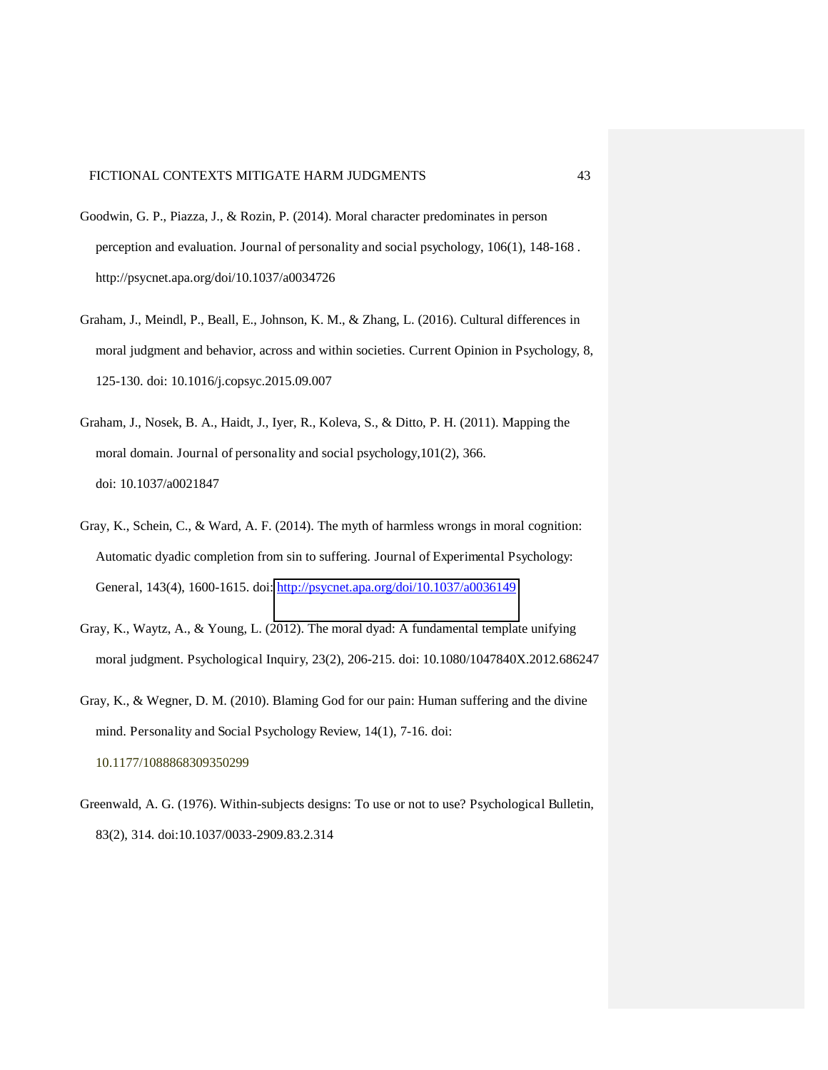Goodwin, G. P., Piazza, J., & Rozin, P. (2014). Moral character predominates in person perception and evaluation. Journal of personality and social psychology, 106(1), 148-168 . http://psycnet.apa.org/doi/10.1037/a0034726

Graham, J., Meindl, P., Beall, E., Johnson, K. M., & Zhang, L. (2016). Cultural differences in moral judgment and behavior, across and within societies. Current Opinion in Psychology, 8, 125-130. doi: 10.1016/j.copsyc.2015.09.007

Graham, J., Nosek, B. A., Haidt, J., Iyer, R., Koleva, S., & Ditto, P. H. (2011). Mapping the moral domain. Journal of personality and social psychology,101(2), 366. doi: 10.1037/a0021847

Gray, K., Schein, C., & Ward, A. F. (2014). The myth of harmless wrongs in moral cognition: Automatic dyadic completion from sin to suffering. Journal of Experimental Psychology: General, 143(4), 1600-1615. doi: http://psycnet.apa.org/doi/10.1037/a0036149

Gray, K., Waytz, A., & Young, L. (2012). The moral dyad: A fundamental template unifying moral judgment. Psychological Inquiry, 23(2), 206-215. doi: 10.1080/1047840X.2012.686247

Gray, K., & Wegner, D. M. (2010). Blaming God for our pain: Human suffering and the divine mind. Personality and Social Psychology Review, 14(1), 7-16. doi: 10.1177/1088868309350299

Greenwald, A. G. (1976). Within-subjects designs: To use or not to use? Psychological Bulletin, 83(2), 314. doi:10.1037/0033-2909.83.2.314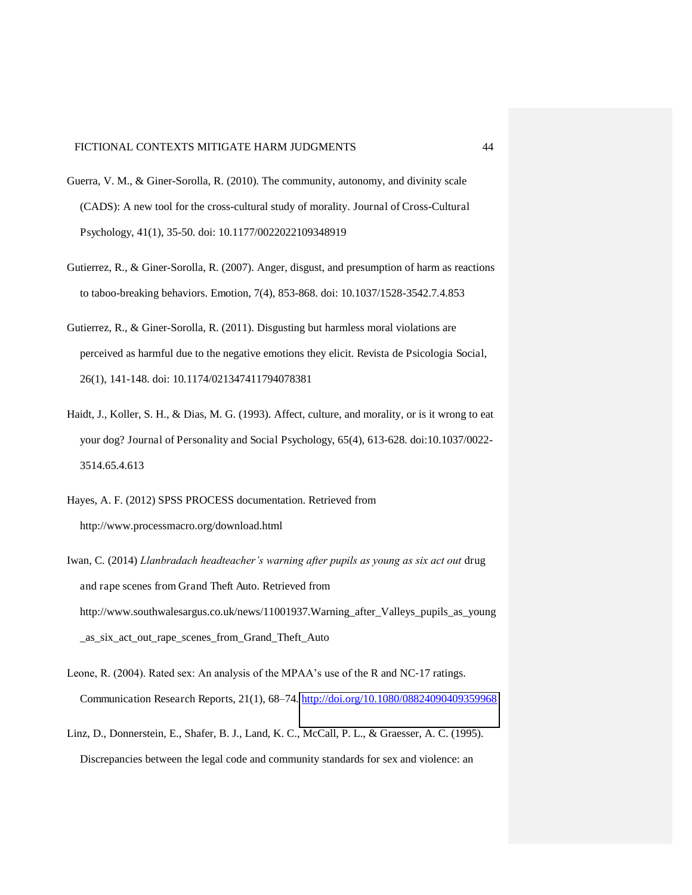Guerra, V. M., & Giner-Sorolla, R. (2010). The community, autonomy, and divinity scale (CADS): A new tool for the cross-cultural study of morality. Journal of Cross-Cultural Psychology, 41(1), 35-50. doi: 10.1177/0022022109348919

Gutierrez, R., & Giner-Sorolla, R. (2007). Anger, disgust, and presumption of harm as reactions to taboo-breaking behaviors. Emotion, 7(4), 853-868. doi: 10.1037/1528-3542.7.4.853

Gutierrez, R., & Giner-Sorolla, R. (2011). Disgusting but harmless moral violations are perceived as harmful due to the negative emotions they elicit. Revista de Psicologia Social, 26(1), 141-148. doi: 10.1174/021347411794078381

Haidt, J., Koller, S. H., & Dias, M. G. (1993). Affect, culture, and morality, or is it wrong to eat your dog? Journal of Personality and Social Psychology, 65(4), 613-628. doi:10.1037/0022-3514.65.4.613

Hayes, A. F. (2012) SPSS PROCESS documentation. Retrieved from http://www.processmacro.org/download.html

Iwan, C. (2014) *Llanbradach headteacher's warning after pupils as young as six act out* drug and rape scenes from Grand Theft Auto. Retrieved from http://www.southwalesargus.co.uk/news/11001937.Warning_after_Valleys_pupils_as_young_as_six_act_out_rape_scenes_from_Grand_Theft_Auto

Leone, R. (2004). Rated sex: An analysis of the MPAA's use of the R and NC-17 ratings. Communication Research Reports, 21(1), 68–74. http://doi.org/10.1080/08824090409359968

Linz, D., Donnerstein, E., Shafer, B. J., Land, K. C., McCall, P. L., & Graesser, A. C. (1995). Discrepancies between the legal code and community standards for sex and violence: an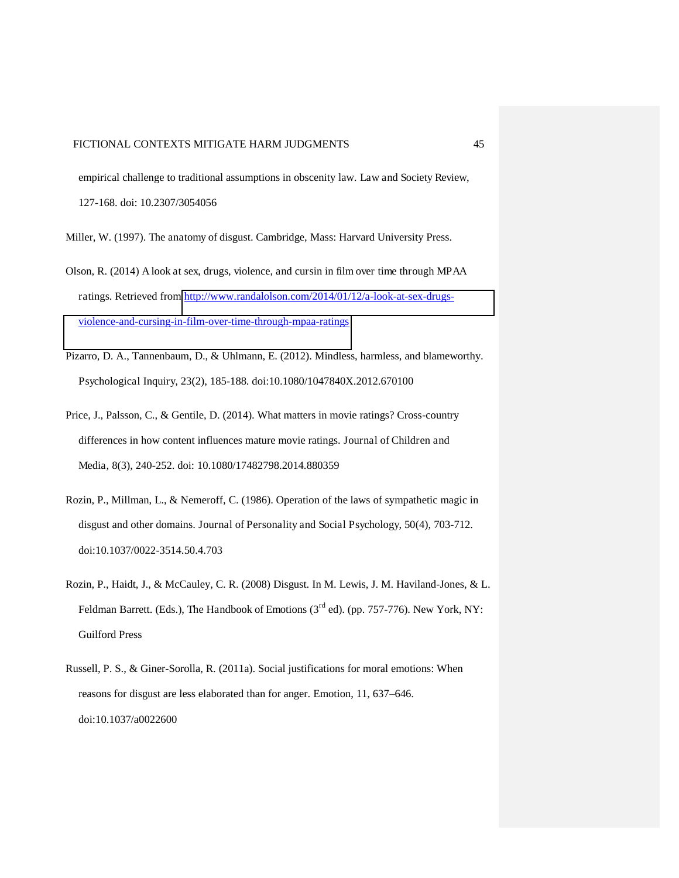empirical challenge to traditional assumptions in obscenity law. Law and Society Review, 127-168. doi: 10.2307/3054056

Miller, W. (1997). The anatomy of disgust. Cambridge, Mass: Harvard University Press.

Olson, R. (2014) A look at sex, drugs, violence, and cursin in film over time through MPAA ratings. Retrieved from http://www.randalolson.com/2014/01/12/a-look-at-sex-drugs-violence-and-cursing-in-film-over-time-through-mpaa-ratings

Pizarro, D. A., Tannenbaum, D., & Uhlmann, E. (2012). Mindless, harmless, and blameworthy. Psychological Inquiry, 23(2), 185-188. doi:10.1080/1047840X.2012.670100

Price, J., Palsson, C., & Gentile, D. (2014). What matters in movie ratings? Cross-country differences in how content influences mature movie ratings. Journal of Children and Media, 8(3), 240-252. doi: 10.1080/17482798.2014.880359

Rozin, P., Millman, L., & Nemeroff, C. (1986). Operation of the laws of sympathetic magic in disgust and other domains. Journal of Personality and Social Psychology, 50(4), 703-712. doi:10.1037/0022-3514.50.4.703

Rozin, P., Haidt, J., & McCauley, C. R. (2008) Disgust. In M. Lewis, J. M. Haviland-Jones, & L. Feldman Barrett. (Eds.), The Handbook of Emotions (3rd ed). (pp. 757-776). New York, NY: Guilford Press

Russell, P. S., & Giner-Sorolla, R. (2011a). Social justifications for moral emotions: When reasons for disgust are less elaborated than for anger. Emotion, 11, 637–646. doi:10.1037/a0022600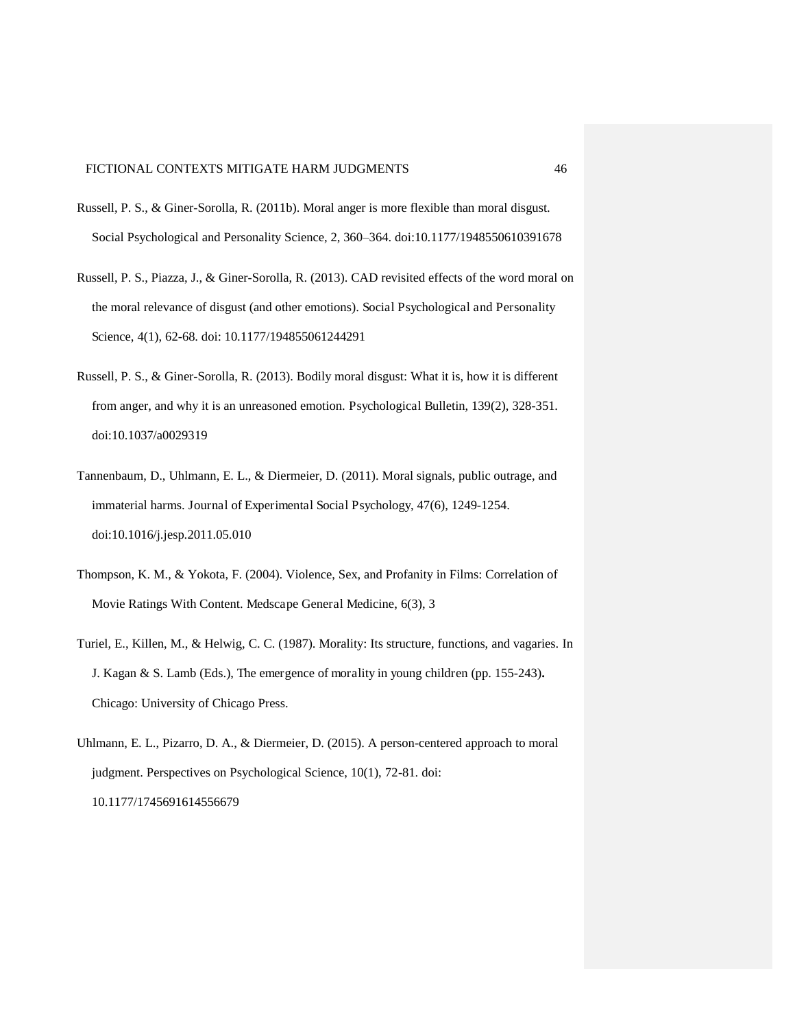Russell, P. S., & Giner-Sorolla, R. (2011b). Moral anger is more flexible than moral disgust. Social Psychological and Personality Science, 2, 360–364. doi:10.1177/1948550610391678

Russell, P. S., Piazza, J., & Giner-Sorolla, R. (2013). CAD revisited effects of the word moral on the moral relevance of disgust (and other emotions). Social Psychological and Personality Science, 4(1), 62-68. doi: 10.1177/194855061244291

Russell, P. S., & Giner-Sorolla, R. (2013). Bodily moral disgust: What it is, how it is different from anger, and why it is an unreasoned emotion. Psychological Bulletin, 139(2), 328-351. doi:10.1037/a0029319

Tannenbaum, D., Uhlmann, E. L., & Diermeier, D. (2011). Moral signals, public outrage, and immaterial harms. Journal of Experimental Social Psychology, 47(6), 1249-1254. doi:10.1016/j.jesp.2011.05.010

Thompson, K. M., & Yokota, F. (2004). Violence, Sex, and Profanity in Films: Correlation of Movie Ratings With Content. Medscape General Medicine, 6(3), 3

Turiel, E., Killen, M., & Helwig, C. C. (1987). Morality: Its structure, functions, and vagaries. In J. Kagan & S. Lamb (Eds.), The emergence of morality in young children (pp. 155-243). Chicago: University of Chicago Press.

Uhlmann, E. L., Pizarro, D. A., & Diermeier, D. (2015). A person-centered approach to moral judgment. Perspectives on Psychological Science, 10(1), 72-81. doi: 10.1177/1745691614556679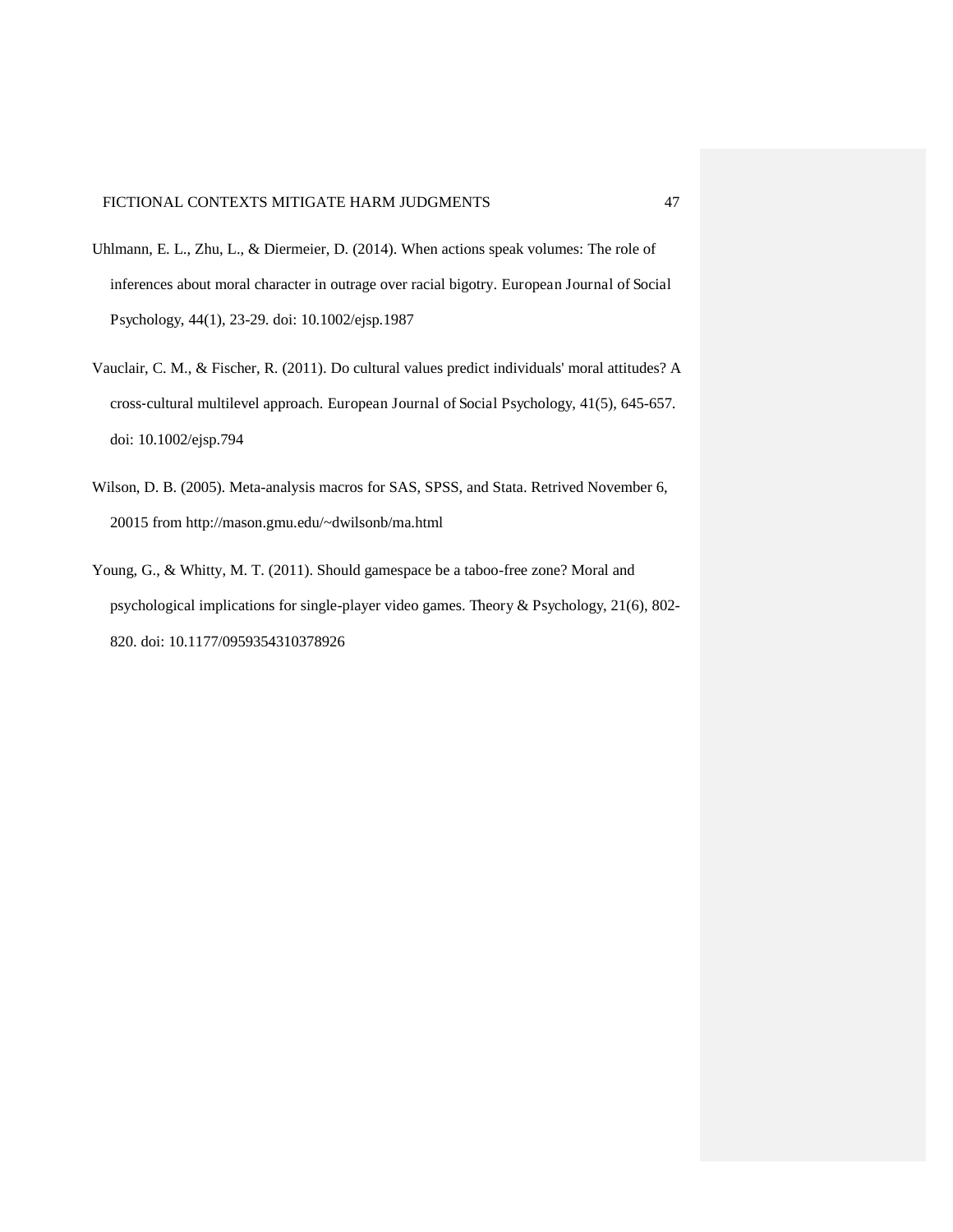Uhlmann, E. L., Zhu, L., & Diermeier, D. (2014). When actions speak volumes: The role of inferences about moral character in outrage over racial bigotry. European Journal of Social Psychology, 44(1), 23-29. doi: 10.1002/ejsp.1987

Vauclair, C. M., & Fischer, R. (2011). Do cultural values predict individuals' moral attitudes? A cross-cultural multilevel approach. European Journal of Social Psychology, 41(5), 645-657. doi: 10.1002/ejsp.794

Wilson, D. B. (2005). Meta-analysis macros for SAS, SPSS, and Stata. Retrived November 6, 20015 from http://mason.gmu.edu/~dwilsonb/ma.html

Young, G., & Whitty, M. T. (2011). Should gamespace be a taboo-free zone? Moral and psychological implications for single-player video games. Theory & Psychology, 21(6), 802-820. doi: 10.1177/0959354310378926